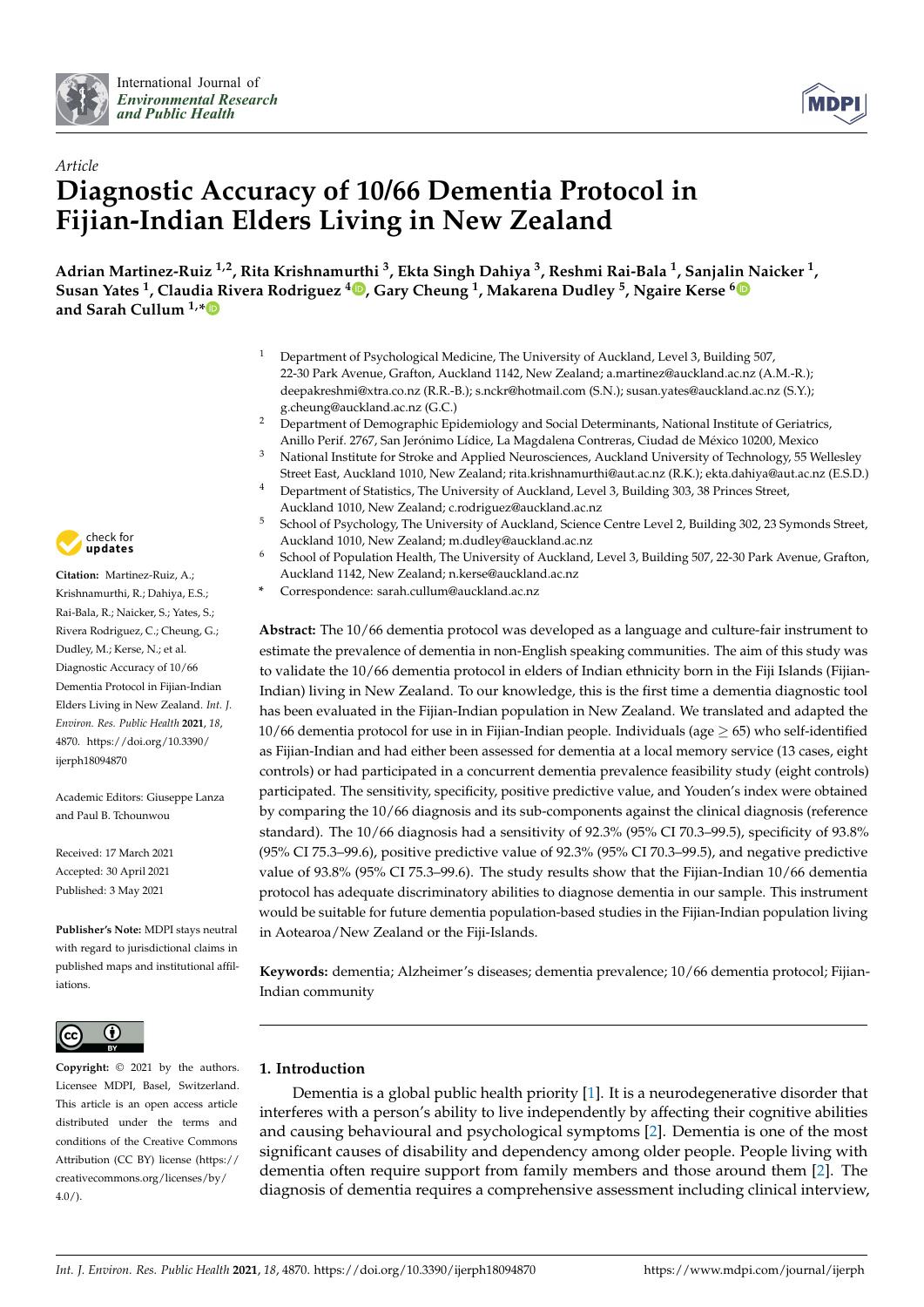*Article*

# Diagnostic Accuracy of 10/66 Dementia Protocol in Fijian-Indian Elders Living in New Zealand

**Adrian Martinez-Ruiz [1,2], Rita Krishnamurthi [3], Ekta Singh Dahiya [3], Reshmi Rai-Bala [1], Sanjalin Naicker [1], Susan Yates [1], Claudia Rivera Rodriguez [4], Gary Cheung [1], Makarena Dudley [5], Ngaire Kerse [6] and Sarah Cullum [1,*]**

[1] Department of Psychological Medicine, The University of Auckland, Level 3, Building 507, 22-30 Park Avenue, Grafton, Auckland 1142, New Zealand; a.martinez@auckland.ac.nz (A.M.-R.); deepakreshmi@xtra.co.nz (R.R.-B.); s.nckr@hotmail.com (S.N.); susan.yates@auckland.ac.nz (S.Y.); g.cheung@auckland.ac.nz (G.C.)

[2] Department of Demographic Epidemiology and Social Determinants, National Institute of Geriatrics, Anillo Perif. 2767, San Jerónimo Lídice, La Magdalena Contreras, Ciudad de México 10200, Mexico

[3] National Institute for Stroke and Applied Neurosciences, Auckland University of Technology, 55 Wellesley Street East, Auckland 1010, New Zealand; rita.krishnamurthi@aut.ac.nz (R.K.); ekta.dahiya@aut.ac.nz (E.S.D.)

[4] Department of Statistics, The University of Auckland, Level 3, Building 303, 38 Princes Street, Auckland 1010, New Zealand; c.rodriguez@auckland.ac.nz

[5] School of Psychology, The University of Auckland, Science Centre Level 2, Building 302, 23 Symonds Street, Auckland 1010, New Zealand; m.dudley@auckland.ac.nz

[6] School of Population Health, The University of Auckland, Level 3, Building 507, 22-30 Park Avenue, Grafton, Auckland 1142, New Zealand; n.kerse@auckland.ac.nz

\* Correspondence: sarah.cullum@auckland.ac.nz

**Citation:** Martinez-Ruiz, A.; Krishnamurthi, R.; Dahiya, E.S.; Rai-Bala, R.; Naicker, S.; Yates, S.; Rivera Rodriguez, C.; Cheung, G.; Dudley, M.; Kerse, N.; et al. Diagnostic Accuracy of 10/66 Dementia Protocol in Fijian-Indian Elders Living in New Zealand. *Int. J. Environ. Res. Public Health* **2021**, *18*, 4870. https://doi.org/10.3390/ijerph18094870

Academic Editors: Giuseppe Lanza and Paul B. Tchounwou

Received: 17 March 2021
Accepted: 30 April 2021
Published: 3 May 2021

**Publisher's Note:** MDPI stays neutral with regard to jurisdictional claims in published maps and institutional affiliations.

**Copyright:** © 2021 by the authors. Licensee MDPI, Basel, Switzerland. This article is an open access article distributed under the terms and conditions of the Creative Commons Attribution (CC BY) license (https://creativecommons.org/licenses/by/4.0/).

**Abstract:** The 10/66 dementia protocol was developed as a language and culture-fair instrument to estimate the prevalence of dementia in non-English speaking communities. The aim of this study was to validate the 10/66 dementia protocol in elders of Indian ethnicity born in the Fiji Islands (Fijian-Indian) living in New Zealand. To our knowledge, this is the first time a dementia diagnostic tool has been evaluated in the Fijian-Indian population in New Zealand. We translated and adapted the 10/66 dementia protocol for use in in Fijian-Indian people. Individuals (age $\geq$ 65) who self-identified as Fijian-Indian and had either been assessed for dementia at a local memory service (13 cases, eight controls) or had participated in a concurrent dementia prevalence feasibility study (eight controls) participated. The sensitivity, specificity, positive predictive value, and Youden's index were obtained by comparing the 10/66 diagnosis and its sub-components against the clinical diagnosis (reference standard). The 10/66 diagnosis had a sensitivity of 92.3% (95% CI 70.3–99.5), specificity of 93.8% (95% CI 75.3–99.6), positive predictive value of 92.3% (95% CI 70.3–99.5), and negative predictive value of 93.8% (95% CI 75.3–99.6). The study results show that the Fijian-Indian 10/66 dementia protocol has adequate discriminatory abilities to diagnose dementia in our sample. This instrument would be suitable for future dementia population-based studies in the Fijian-Indian population living in Aotearoa/New Zealand or the Fiji-Islands.

**Keywords:** dementia; Alzheimer's diseases; dementia prevalence; 10/66 dementia protocol; Fijian-Indian community

## 1. Introduction

Dementia is a global public health priority [1]. It is a neurodegenerative disorder that interferes with a person's ability to live independently by affecting their cognitive abilities and causing behavioural and psychological symptoms [2]. Dementia is one of the most significant causes of disability and dependency among older people. People living with dementia often require support from family members and those around them [2]. The diagnosis of dementia requires a comprehensive assessment including clinical interview,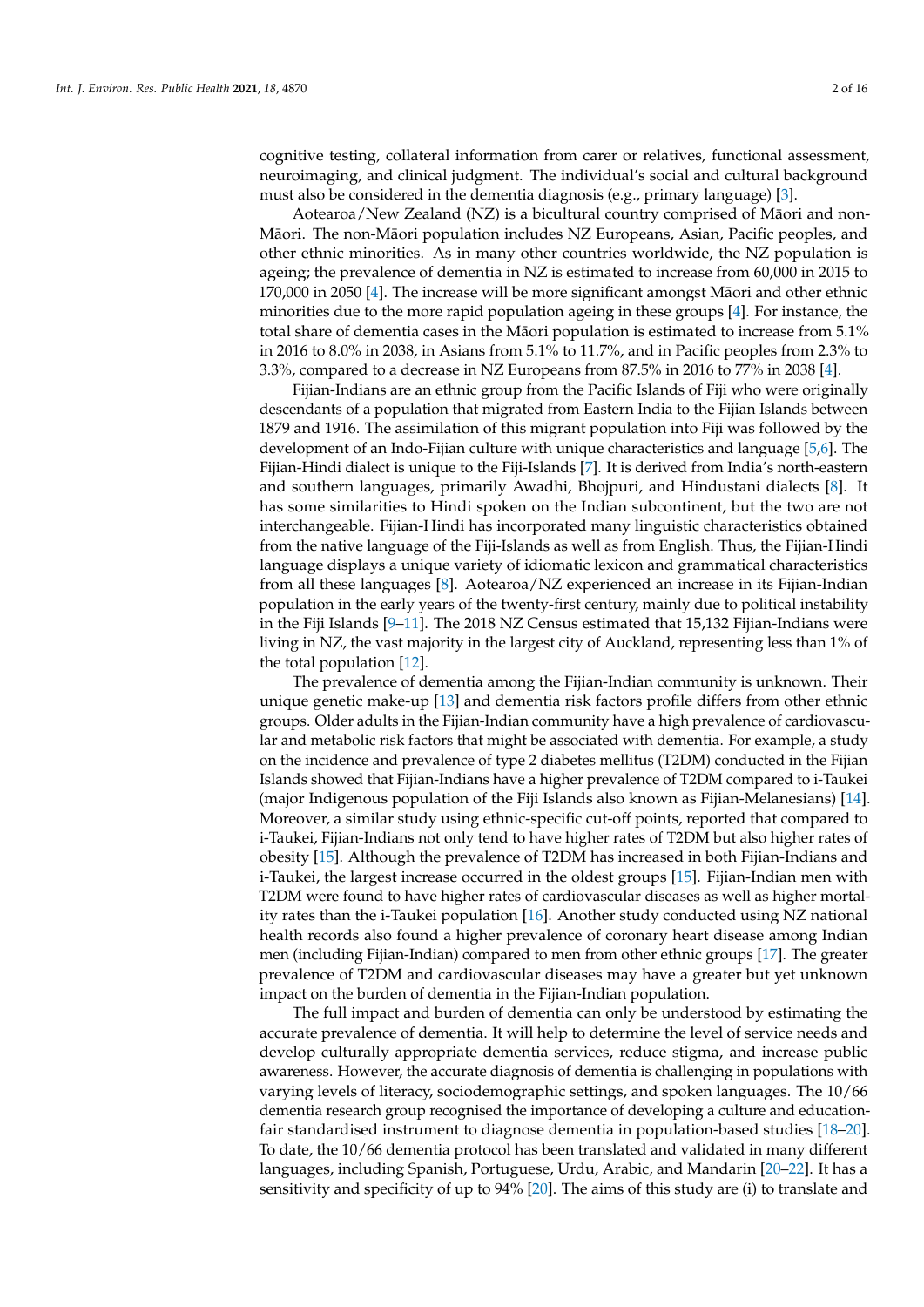cognitive testing, collateral information from carer or relatives, functional assessment, neuroimaging, and clinical judgment. The individual's social and cultural background must also be considered in the dementia diagnosis (e.g., primary language) [3].

Aotearoa/New Zealand (NZ) is a bicultural country comprised of Māori and non-Māori. The non-Māori population includes NZ Europeans, Asian, Pacific peoples, and other ethnic minorities. As in many other countries worldwide, the NZ population is ageing; the prevalence of dementia in NZ is estimated to increase from 60,000 in 2015 to 170,000 in 2050 [4]. The increase will be more significant amongst Māori and other ethnic minorities due to the more rapid population ageing in these groups [4]. For instance, the total share of dementia cases in the Māori population is estimated to increase from 5.1% in 2016 to 8.0% in 2038, in Asians from 5.1% to 11.7%, and in Pacific peoples from 2.3% to 3.3%, compared to a decrease in NZ Europeans from 87.5% in 2016 to 77% in 2038 [4].

Fijian-Indians are an ethnic group from the Pacific Islands of Fiji who were originally descendants of a population that migrated from Eastern India to the Fijian Islands between 1879 and 1916. The assimilation of this migrant population into Fiji was followed by the development of an Indo-Fijian culture with unique characteristics and language [5,6]. The Fijian-Hindi dialect is unique to the Fiji-Islands [7]. It is derived from India's north-eastern and southern languages, primarily Awadhi, Bhojpuri, and Hindustani dialects [8]. It has some similarities to Hindi spoken on the Indian subcontinent, but the two are not interchangeable. Fijian-Hindi has incorporated many linguistic characteristics obtained from the native language of the Fiji-Islands as well as from English. Thus, the Fijian-Hindi language displays a unique variety of idiomatic lexicon and grammatical characteristics from all these languages [8]. Aotearoa/NZ experienced an increase in its Fijian-Indian population in the early years of the twenty-first century, mainly due to political instability in the Fiji Islands [9–11]. The 2018 NZ Census estimated that 15,132 Fijian-Indians were living in NZ, the vast majority in the largest city of Auckland, representing less than 1% of the total population [12].

The prevalence of dementia among the Fijian-Indian community is unknown. Their unique genetic make-up [13] and dementia risk factors profile differs from other ethnic groups. Older adults in the Fijian-Indian community have a high prevalence of cardiovascular and metabolic risk factors that might be associated with dementia. For example, a study on the incidence and prevalence of type 2 diabetes mellitus (T2DM) conducted in the Fijian Islands showed that Fijian-Indians have a higher prevalence of T2DM compared to i-Taukei (major Indigenous population of the Fiji Islands also known as Fijian-Melanesians) [14]. Moreover, a similar study using ethnic-specific cut-off points, reported that compared to i-Taukei, Fijian-Indians not only tend to have higher rates of T2DM but also higher rates of obesity [15]. Although the prevalence of T2DM has increased in both Fijian-Indians and i-Taukei, the largest increase occurred in the oldest groups [15]. Fijian-Indian men with T2DM were found to have higher rates of cardiovascular diseases as well as higher mortality rates than the i-Taukei population [16]. Another study conducted using NZ national health records also found a higher prevalence of coronary heart disease among Indian men (including Fijian-Indian) compared to men from other ethnic groups [17]. The greater prevalence of T2DM and cardiovascular diseases may have a greater but yet unknown impact on the burden of dementia in the Fijian-Indian population.

The full impact and burden of dementia can only be understood by estimating the accurate prevalence of dementia. It will help to determine the level of service needs and develop culturally appropriate dementia services, reduce stigma, and increase public awareness. However, the accurate diagnosis of dementia is challenging in populations with varying levels of literacy, sociodemographic settings, and spoken languages. The 10/66 dementia research group recognised the importance of developing a culture and education-fair standardised instrument to diagnose dementia in population-based studies [18–20]. To date, the 10/66 dementia protocol has been translated and validated in many different languages, including Spanish, Portuguese, Urdu, Arabic, and Mandarin [20–22]. It has a sensitivity and specificity of up to 94% [20]. The aims of this study are (i) to translate and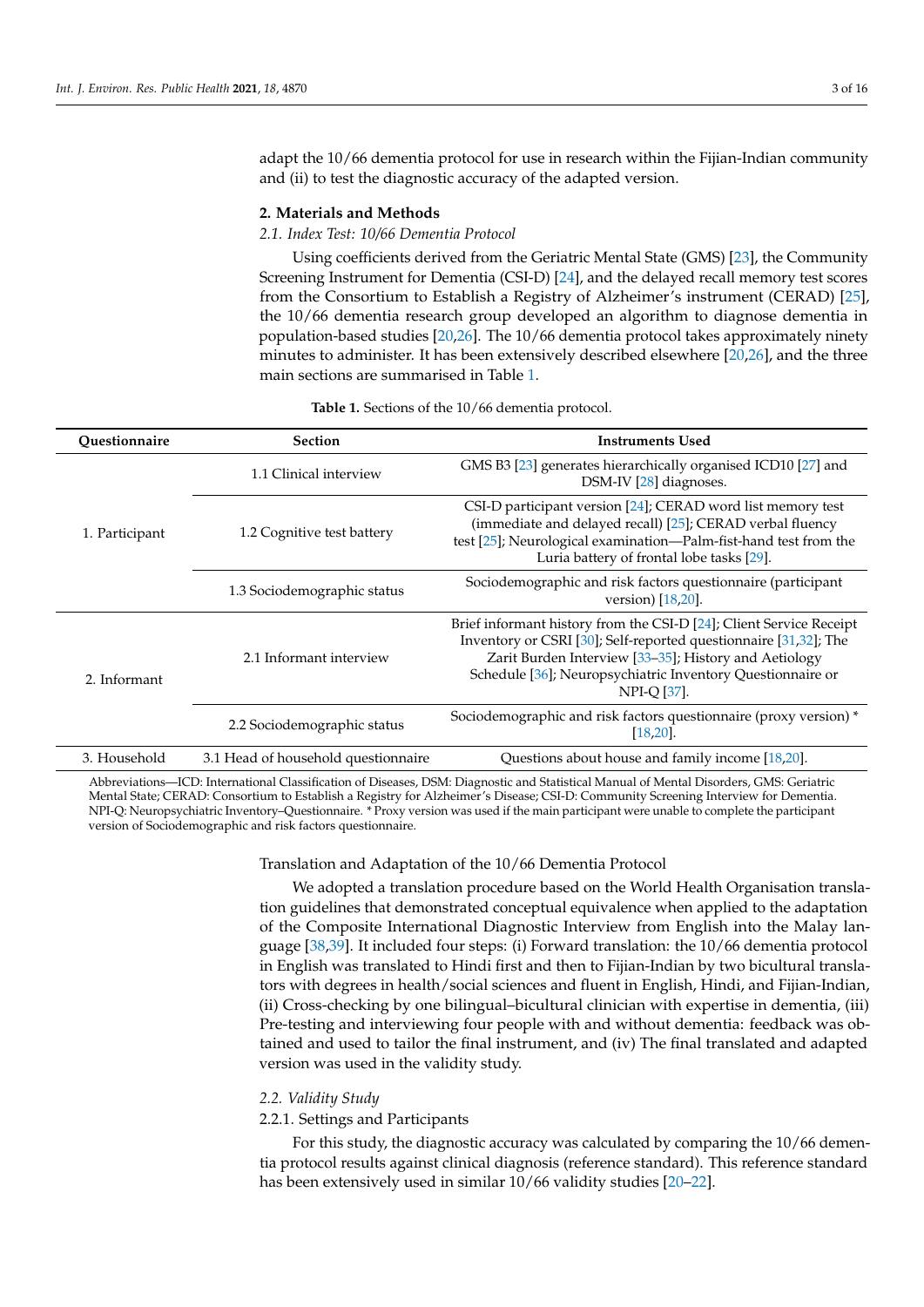adapt the 10/66 dementia protocol for use in research within the Fijian-Indian community and (ii) to test the diagnostic accuracy of the adapted version.

## 2. Materials and Methods

### *2.1. Index Test: 10/66 Dementia Protocol*

Using coefficients derived from the Geriatric Mental State (GMS) [23], the Community Screening Instrument for Dementia (CSI-D) [24], and the delayed recall memory test scores from the Consortium to Establish a Registry of Alzheimer's instrument (CERAD) [25], the 10/66 dementia research group developed an algorithm to diagnose dementia in population-based studies [20,26]. The 10/66 dementia protocol takes approximately ninety minutes to administer. It has been extensively described elsewhere [20,26], and the three main sections are summarised in Table 1.

**Table 1.** Sections of the 10/66 dementia protocol.

| Questionnaire | Section | Instruments Used |
|---|---|---|
| 1. Participant | 1.1 Clinical interview | GMS B3 [23] generates hierarchically organised ICD10 [27] and DSM-IV [28] diagnoses. |
| | 1.2 Cognitive test battery | CSI-D participant version [24]; CERAD word list memory test (immediate and delayed recall) [25]; CERAD verbal fluency test [25]; Neurological examination—Palm-fist-hand test from the Luria battery of frontal lobe tasks [29]. |
| | 1.3 Sociodemographic status | Sociodemographic and risk factors questionnaire (participant version) [18,20]. |
| 2. Informant | 2.1 Informant interview | Brief informant history from the CSI-D [24]; Client Service Receipt Inventory or CSRI [30]; Self-reported questionnaire [31,32]; The Zarit Burden Interview [33–35]; History and Aetiology Schedule [36]; Neuropsychiatric Inventory Questionnaire or NPI-Q [37]. |
| | 2.2 Sociodemographic status | Sociodemographic and risk factors questionnaire (proxy version) * [18,20]. |
| 3. Household | 3.1 Head of household questionnaire | Questions about house and family income [18,20]. |

Abbreviations—ICD: International Classification of Diseases, DSM: Diagnostic and Statistical Manual of Mental Disorders, GMS: Geriatric Mental State; CERAD: Consortium to Establish a Registry for Alzheimer's Disease; CSI-D: Community Screening Interview for Dementia. NPI-Q: Neuropsychiatric Inventory–Questionnaire. * Proxy version was used if the main participant were unable to complete the participant version of Sociodemographic and risk factors questionnaire.

Translation and Adaptation of the 10/66 Dementia Protocol

We adopted a translation procedure based on the World Health Organisation translation guidelines that demonstrated conceptual equivalence when applied to the adaptation of the Composite International Diagnostic Interview from English into the Malay language [38,39]. It included four steps: (i) Forward translation: the 10/66 dementia protocol in English was translated to Hindi first and then to Fijian-Indian by two bicultural translators with degrees in health/social sciences and fluent in English, Hindi, and Fijian-Indian, (ii) Cross-checking by one bilingual–bicultural clinician with expertise in dementia, (iii) Pre-testing and interviewing four people with and without dementia: feedback was obtained and used to tailor the final instrument, and (iv) The final translated and adapted version was used in the validity study.

### *2.2. Validity Study*

#### 2.2.1. Settings and Participants

For this study, the diagnostic accuracy was calculated by comparing the 10/66 dementia protocol results against clinical diagnosis (reference standard). This reference standard has been extensively used in similar 10/66 validity studies [20–22].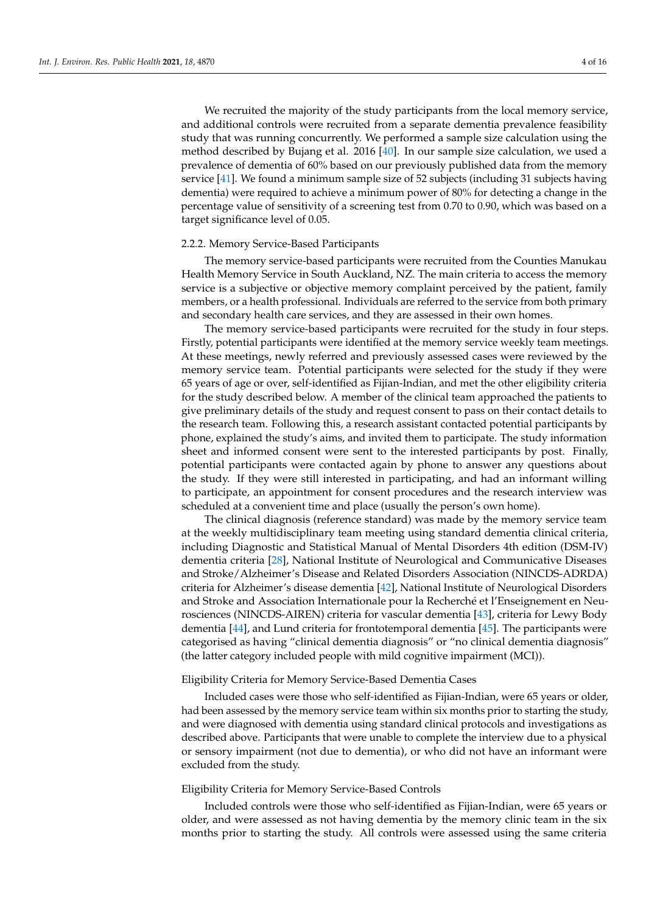We recruited the majority of the study participants from the local memory service, and additional controls were recruited from a separate dementia prevalence feasibility study that was running concurrently. We performed a sample size calculation using the method described by Bujang et al. 2016 [40]. In our sample size calculation, we used a prevalence of dementia of 60% based on our previously published data from the memory service [41]. We found a minimum sample size of 52 subjects (including 31 subjects having dementia) were required to achieve a minimum power of 80% for detecting a change in the percentage value of sensitivity of a screening test from 0.70 to 0.90, which was based on a target significance level of 0.05.

### 2.2.2. Memory Service-Based Participants

The memory service-based participants were recruited from the Counties Manukau Health Memory Service in South Auckland, NZ. The main criteria to access the memory service is a subjective or objective memory complaint perceived by the patient, family members, or a health professional. Individuals are referred to the service from both primary and secondary health care services, and they are assessed in their own homes.

The memory service-based participants were recruited for the study in four steps. Firstly, potential participants were identified at the memory service weekly team meetings. At these meetings, newly referred and previously assessed cases were reviewed by the memory service team. Potential participants were selected for the study if they were 65 years of age or over, self-identified as Fijian-Indian, and met the other eligibility criteria for the study described below. A member of the clinical team approached the patients to give preliminary details of the study and request consent to pass on their contact details to the research team. Following this, a research assistant contacted potential participants by phone, explained the study's aims, and invited them to participate. The study information sheet and informed consent were sent to the interested participants by post. Finally, potential participants were contacted again by phone to answer any questions about the study. If they were still interested in participating, and had an informant willing to participate, an appointment for consent procedures and the research interview was scheduled at a convenient time and place (usually the person's own home).

The clinical diagnosis (reference standard) was made by the memory service team at the weekly multidisciplinary team meeting using standard dementia clinical criteria, including Diagnostic and Statistical Manual of Mental Disorders 4th edition (DSM-IV) dementia criteria [28], National Institute of Neurological and Communicative Diseases and Stroke/Alzheimer's Disease and Related Disorders Association (NINCDS-ADRDA) criteria for Alzheimer's disease dementia [42], National Institute of Neurological Disorders and Stroke and Association Internationale pour la Recherché et l'Enseignement en Neurosciences (NINCDS-AIREN) criteria for vascular dementia [43], criteria for Lewy Body dementia [44], and Lund criteria for frontotemporal dementia [45]. The participants were categorised as having "clinical dementia diagnosis" or "no clinical dementia diagnosis" (the latter category included people with mild cognitive impairment (MCI)).

#### Eligibility Criteria for Memory Service-Based Dementia Cases

Included cases were those who self-identified as Fijian-Indian, were 65 years or older, had been assessed by the memory service team within six months prior to starting the study, and were diagnosed with dementia using standard clinical protocols and investigations as described above. Participants that were unable to complete the interview due to a physical or sensory impairment (not due to dementia), or who did not have an informant were excluded from the study.

#### Eligibility Criteria for Memory Service-Based Controls

Included controls were those who self-identified as Fijian-Indian, were 65 years or older, and were assessed as not having dementia by the memory clinic team in the six months prior to starting the study. All controls were assessed using the same criteria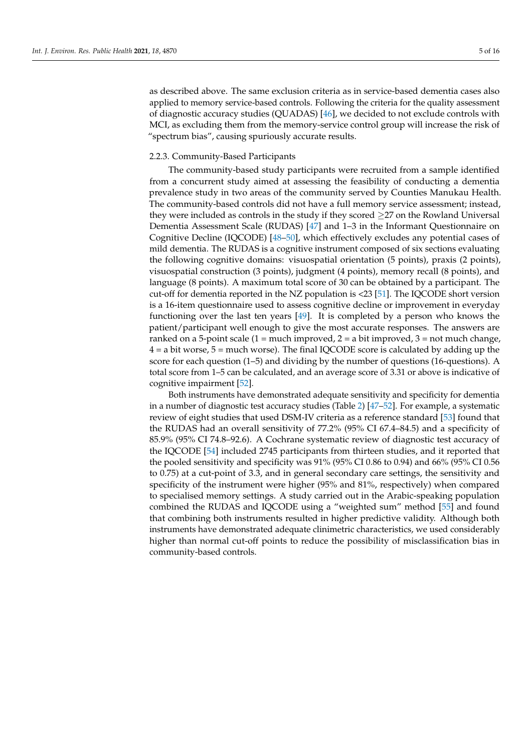as described above. The same exclusion criteria as in service-based dementia cases also applied to memory service-based controls. Following the criteria for the quality assessment of diagnostic accuracy studies (QUADAS) [46], we decided to not exclude controls with MCI, as excluding them from the memory-service control group will increase the risk of "spectrum bias", causing spuriously accurate results.

### 2.2.3. Community-Based Participants

The community-based study participants were recruited from a sample identified from a concurrent study aimed at assessing the feasibility of conducting a dementia prevalence study in two areas of the community served by Counties Manukau Health. The community-based controls did not have a full memory service assessment; instead, they were included as controls in the study if they scored $\geq$27 on the Rowland Universal Dementia Assessment Scale (RUDAS) [47] and 1–3 in the Informant Questionnaire on Cognitive Decline (IQCODE) [48–50], which effectively excludes any potential cases of mild dementia. The RUDAS is a cognitive instrument composed of six sections evaluating the following cognitive domains: visuospatial orientation (5 points), praxis (2 points), visuospatial construction (3 points), judgment (4 points), memory recall (8 points), and language (8 points). A maximum total score of 30 can be obtained by a participant. The cut-off for dementia reported in the NZ population is <23 [51]. The IQCODE short version is a 16-item questionnaire used to assess cognitive decline or improvement in everyday functioning over the last ten years [49]. It is completed by a person who knows the patient/participant well enough to give the most accurate responses. The answers are ranked on a 5-point scale (1 = much improved, 2 = a bit improved, 3 = not much change, 4 = a bit worse, 5 = much worse). The final IQCODE score is calculated by adding up the score for each question (1–5) and dividing by the number of questions (16-questions). A total score from 1–5 can be calculated, and an average score of 3.31 or above is indicative of cognitive impairment [52].

Both instruments have demonstrated adequate sensitivity and specificity for dementia in a number of diagnostic test accuracy studies (Table 2) [47–52]. For example, a systematic review of eight studies that used DSM-IV criteria as a reference standard [53] found that the RUDAS had an overall sensitivity of 77.2% (95% CI 67.4–84.5) and a specificity of 85.9% (95% CI 74.8–92.6). A Cochrane systematic review of diagnostic test accuracy of the IQCODE [54] included 2745 participants from thirteen studies, and it reported that the pooled sensitivity and specificity was 91% (95% CI 0.86 to 0.94) and 66% (95% CI 0.56 to 0.75) at a cut-point of 3.3, and in general secondary care settings, the sensitivity and specificity of the instrument were higher (95% and 81%, respectively) when compared to specialised memory settings. A study carried out in the Arabic-speaking population combined the RUDAS and IQCODE using a "weighted sum" method [55] and found that combining both instruments resulted in higher predictive validity. Although both instruments have demonstrated adequate clinimetric characteristics, we used considerably higher than normal cut-off points to reduce the possibility of misclassification bias in community-based controls.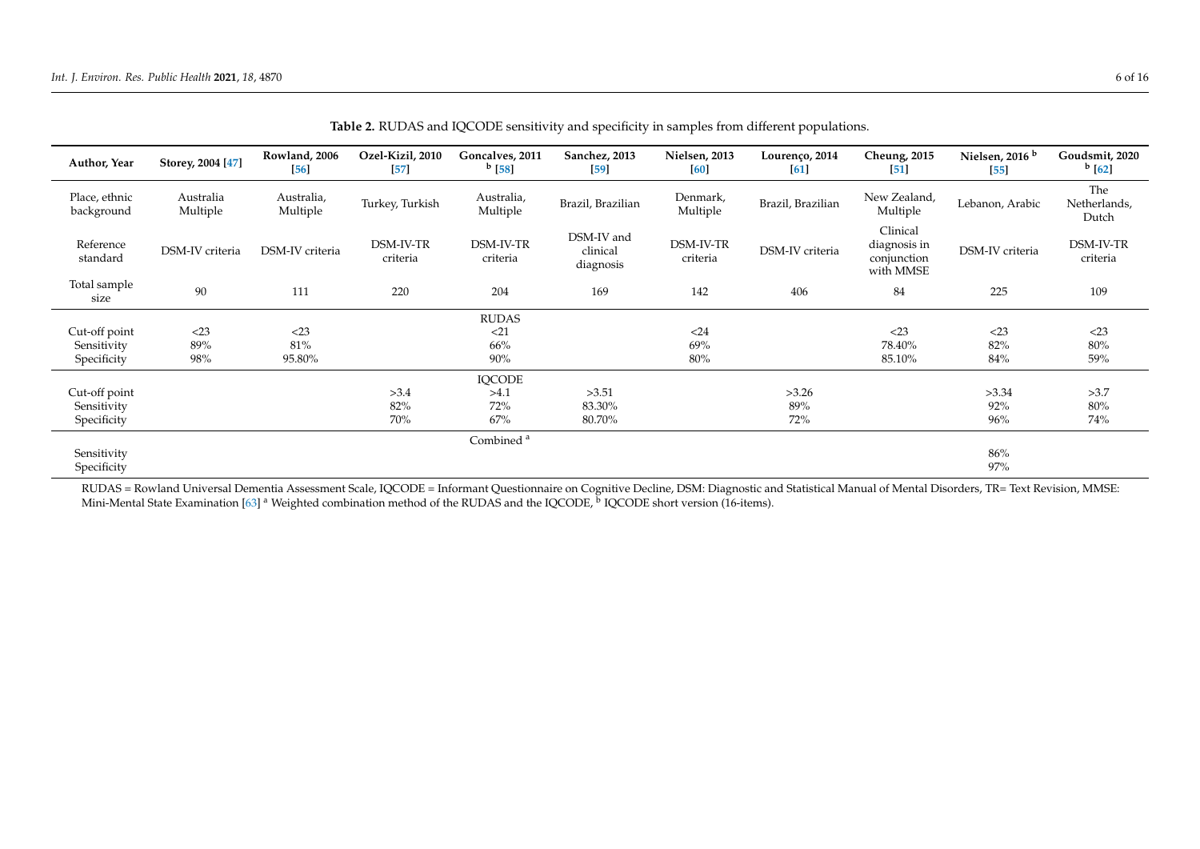**Table 2.** RUDAS and IQCODE sensitivity and specificity in samples from different populations.

| Author, Year | Storey, 2004 [47] | Rowland, 2006 [56] | Ozel-Kizil, 2010 [57] | Goncalves, 2011 [b] [58] | Sanchez, 2013 [59] | Nielsen, 2013 [60] | Lourenço, 2014 [61] | Cheung, 2015 [51] | Nielsen, 2016 [b] [55] | Goudsmit, 2020 [b] [62] |
|---|---|---|---|---|---|---|---|---|---|---|
| Place, ethnic background | Australia Multiple | Australia, Multiple | Turkey, Turkish | Australia, Multiple | Brazil, Brazilian | Denmark, Multiple | Brazil, Brazilian | New Zealand, Multiple | Lebanon, Arabic | The Netherlands, Dutch |
| Reference standard | DSM-IV criteria | DSM-IV criteria | DSM-IV-TR criteria | DSM-IV-TR criteria | DSM-IV and clinical diagnosis | DSM-IV-TR criteria | DSM-IV criteria | Clinical diagnosis in conjunction with MMSE | DSM-IV criteria | DSM-IV-TR criteria |
| Total sample size | 90 | 111 | 220 | 204 | 169 | 142 | 406 | 84 | 225 | 109 |
| | | | | RUDAS | | | | | | |
| Cut-off point | <23 | <23 | | <21 | | <24 | | <23 | <23 | <23 |
| Sensitivity | 89% | 81% | | 66% | | 69% | | 78.40% | 82% | 80% |
| Specificity | 98% | 95.80% | | 90% | | 80% | | 85.10% | 84% | 59% |
| | | | | IQCODE | | | | | | |
| Cut-off point | | | >3.4 | >4.1 | >3.51 | | >3.26 | | >3.34 | >3.7 |
| Sensitivity | | | 82% | 72% | 83.30% | | 89% | | 92% | 80% |
| Specificity | | | 70% | 67% | 80.70% | | 72% | | 96% | 74% |
| | | | | Combined [a] | | | | | | |
| Sensitivity | | | | | | | | | 86% | |
| Specificity | | | | | | | | | 97% | |

RUDAS = Rowland Universal Dementia Assessment Scale, IQCODE = Informant Questionnaire on Cognitive Decline, DSM: Diagnostic and Statistical Manual of Mental Disorders, TR= Text Revision, MMSE: Mini-Mental State Examination [63] [a] Weighted combination method of the RUDAS and the IQCODE, [b] IQCODE short version (16-items).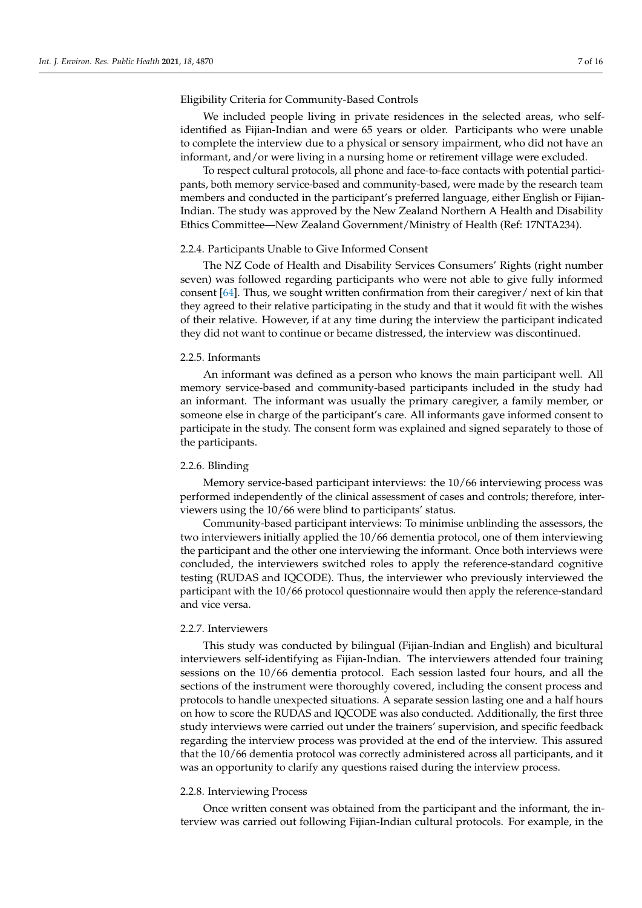Eligibility Criteria for Community-Based Controls

We included people living in private residences in the selected areas, who self-identified as Fijian-Indian and were 65 years or older. Participants who were unable to complete the interview due to a physical or sensory impairment, who did not have an informant, and/or were living in a nursing home or retirement village were excluded.

To respect cultural protocols, all phone and face-to-face contacts with potential participants, both memory service-based and community-based, were made by the research team members and conducted in the participant's preferred language, either English or Fijian-Indian. The study was approved by the New Zealand Northern A Health and Disability Ethics Committee—New Zealand Government/Ministry of Health (Ref: 17NTA234).

### 2.2.4. Participants Unable to Give Informed Consent

The NZ Code of Health and Disability Services Consumers' Rights (right number seven) was followed regarding participants who were not able to give fully informed consent [64]. Thus, we sought written confirmation from their caregiver/ next of kin that they agreed to their relative participating in the study and that it would fit with the wishes of their relative. However, if at any time during the interview the participant indicated they did not want to continue or became distressed, the interview was discontinued.

### 2.2.5. Informants

An informant was defined as a person who knows the main participant well. All memory service-based and community-based participants included in the study had an informant. The informant was usually the primary caregiver, a family member, or someone else in charge of the participant's care. All informants gave informed consent to participate in the study. The consent form was explained and signed separately to those of the participants.

### 2.2.6. Blinding

Memory service-based participant interviews: the 10/66 interviewing process was performed independently of the clinical assessment of cases and controls; therefore, interviewers using the 10/66 were blind to participants' status.

Community-based participant interviews: To minimise unblinding the assessors, the two interviewers initially applied the 10/66 dementia protocol, one of them interviewing the participant and the other one interviewing the informant. Once both interviews were concluded, the interviewers switched roles to apply the reference-standard cognitive testing (RUDAS and IQCODE). Thus, the interviewer who previously interviewed the participant with the 10/66 protocol questionnaire would then apply the reference-standard and vice versa.

### 2.2.7. Interviewers

This study was conducted by bilingual (Fijian-Indian and English) and bicultural interviewers self-identifying as Fijian-Indian. The interviewers attended four training sessions on the 10/66 dementia protocol. Each session lasted four hours, and all the sections of the instrument were thoroughly covered, including the consent process and protocols to handle unexpected situations. A separate session lasting one and a half hours on how to score the RUDAS and IQCODE was also conducted. Additionally, the first three study interviews were carried out under the trainers' supervision, and specific feedback regarding the interview process was provided at the end of the interview. This assured that the 10/66 dementia protocol was correctly administered across all participants, and it was an opportunity to clarify any questions raised during the interview process.

### 2.2.8. Interviewing Process

Once written consent was obtained from the participant and the informant, the interview was carried out following Fijian-Indian cultural protocols. For example, in the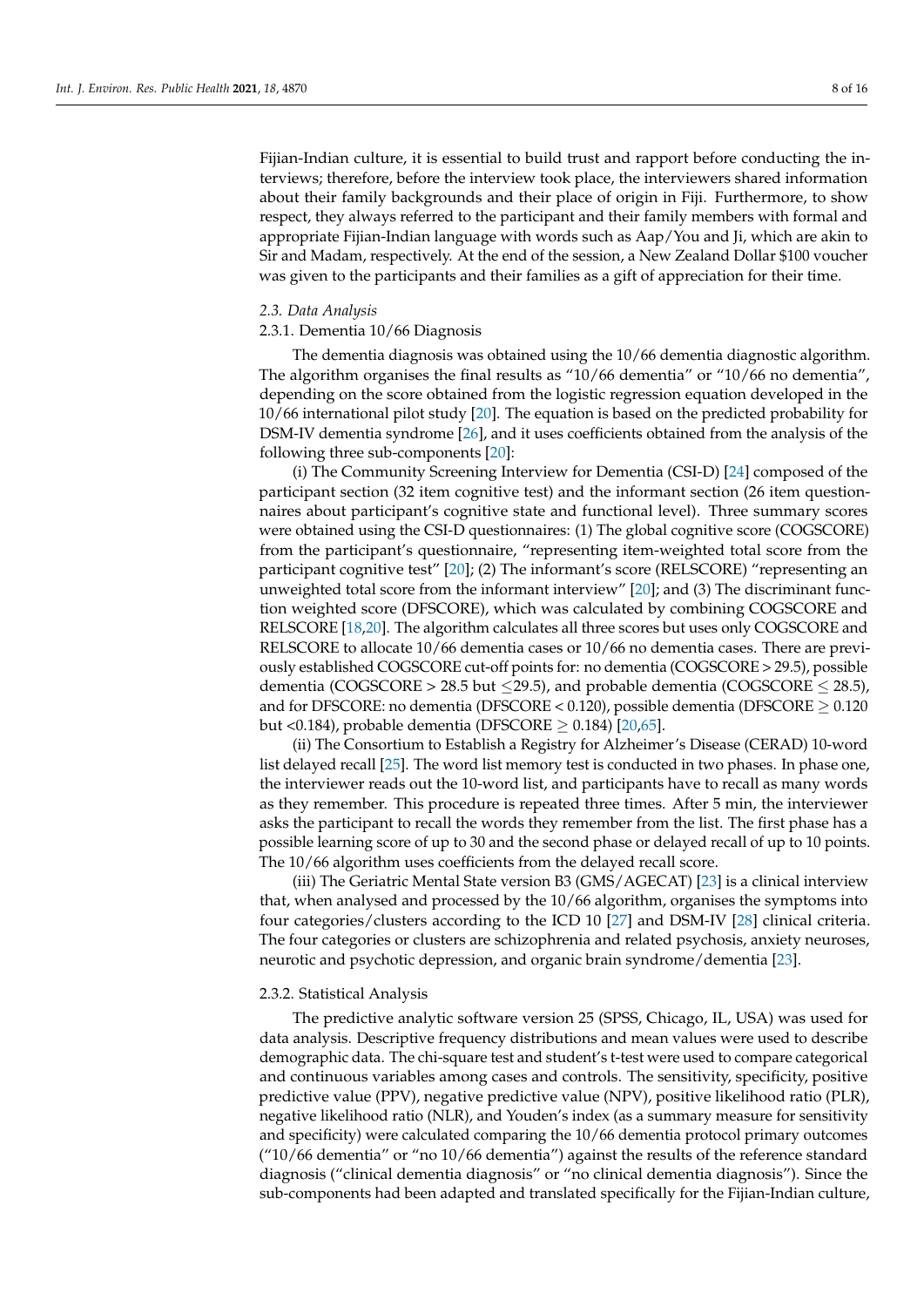Fijian-Indian culture, it is essential to build trust and rapport before conducting the interviews; therefore, before the interview took place, the interviewers shared information about their family backgrounds and their place of origin in Fiji. Furthermore, to show respect, they always referred to the participant and their family members with formal and appropriate Fijian-Indian language with words such as Aap/You and Ji, which are akin to Sir and Madam, respectively. At the end of the session, a New Zealand Dollar $100 voucher was given to the participants and their families as a gift of appreciation for their time.

### *2.3. Data Analysis*

#### 2.3.1. Dementia 10/66 Diagnosis

The dementia diagnosis was obtained using the 10/66 dementia diagnostic algorithm. The algorithm organises the final results as "10/66 dementia" or "10/66 no dementia", depending on the score obtained from the logistic regression equation developed in the 10/66 international pilot study [20]. The equation is based on the predicted probability for DSM-IV dementia syndrome [26], and it uses coefficients obtained from the analysis of the following three sub-components [20]:

(i) The Community Screening Interview for Dementia (CSI-D) [24] composed of the participant section (32 item cognitive test) and the informant section (26 item questionnaires about participant's cognitive state and functional level). Three summary scores were obtained using the CSI-D questionnaires: (1) The global cognitive score (COGSCORE) from the participant's questionnaire, "representing item-weighted total score from the participant cognitive test" [20]; (2) The informant's score (RELSCORE) "representing an unweighted total score from the informant interview" [20]; and (3) The discriminant function weighted score (DFSCORE), which was calculated by combining COGSCORE and RELSCORE [18,20]. The algorithm calculates all three scores but uses only COGSCORE and RELSCORE to allocate 10/66 dementia cases or 10/66 no dementia cases. There are previously established COGSCORE cut-off points for: no dementia (COGSCORE > 29.5), possible dementia (COGSCORE > 28.5 but $\leq$29.5), and probable dementia (COGSCORE $\leq$ 28.5), and for DFSCORE: no dementia (DFSCORE < 0.120), possible dementia (DFSCORE $\geq$ 0.120 but <0.184), probable dementia (DFSCORE $\geq$ 0.184) [20,65].

(ii) The Consortium to Establish a Registry for Alzheimer's Disease (CERAD) 10-word list delayed recall [25]. The word list memory test is conducted in two phases. In phase one, the interviewer reads out the 10-word list, and participants have to recall as many words as they remember. This procedure is repeated three times. After 5 min, the interviewer asks the participant to recall the words they remember from the list. The first phase has a possible learning score of up to 30 and the second phase or delayed recall of up to 10 points. The 10/66 algorithm uses coefficients from the delayed recall score.

(iii) The Geriatric Mental State version B3 (GMS/AGECAT) [23] is a clinical interview that, when analysed and processed by the 10/66 algorithm, organises the symptoms into four categories/clusters according to the ICD 10 [27] and DSM-IV [28] clinical criteria. The four categories or clusters are schizophrenia and related psychosis, anxiety neuroses, neurotic and psychotic depression, and organic brain syndrome/dementia [23].

#### 2.3.2. Statistical Analysis

The predictive analytic software version 25 (SPSS, Chicago, IL, USA) was used for data analysis. Descriptive frequency distributions and mean values were used to describe demographic data. The chi-square test and student's t-test were used to compare categorical and continuous variables among cases and controls. The sensitivity, specificity, positive predictive value (PPV), negative predictive value (NPV), positive likelihood ratio (PLR), negative likelihood ratio (NLR), and Youden's index (as a summary measure for sensitivity and specificity) were calculated comparing the 10/66 dementia protocol primary outcomes ("10/66 dementia" or "no 10/66 dementia") against the results of the reference standard diagnosis ("clinical dementia diagnosis" or "no clinical dementia diagnosis"). Since the sub-components had been adapted and translated specifically for the Fijian-Indian culture,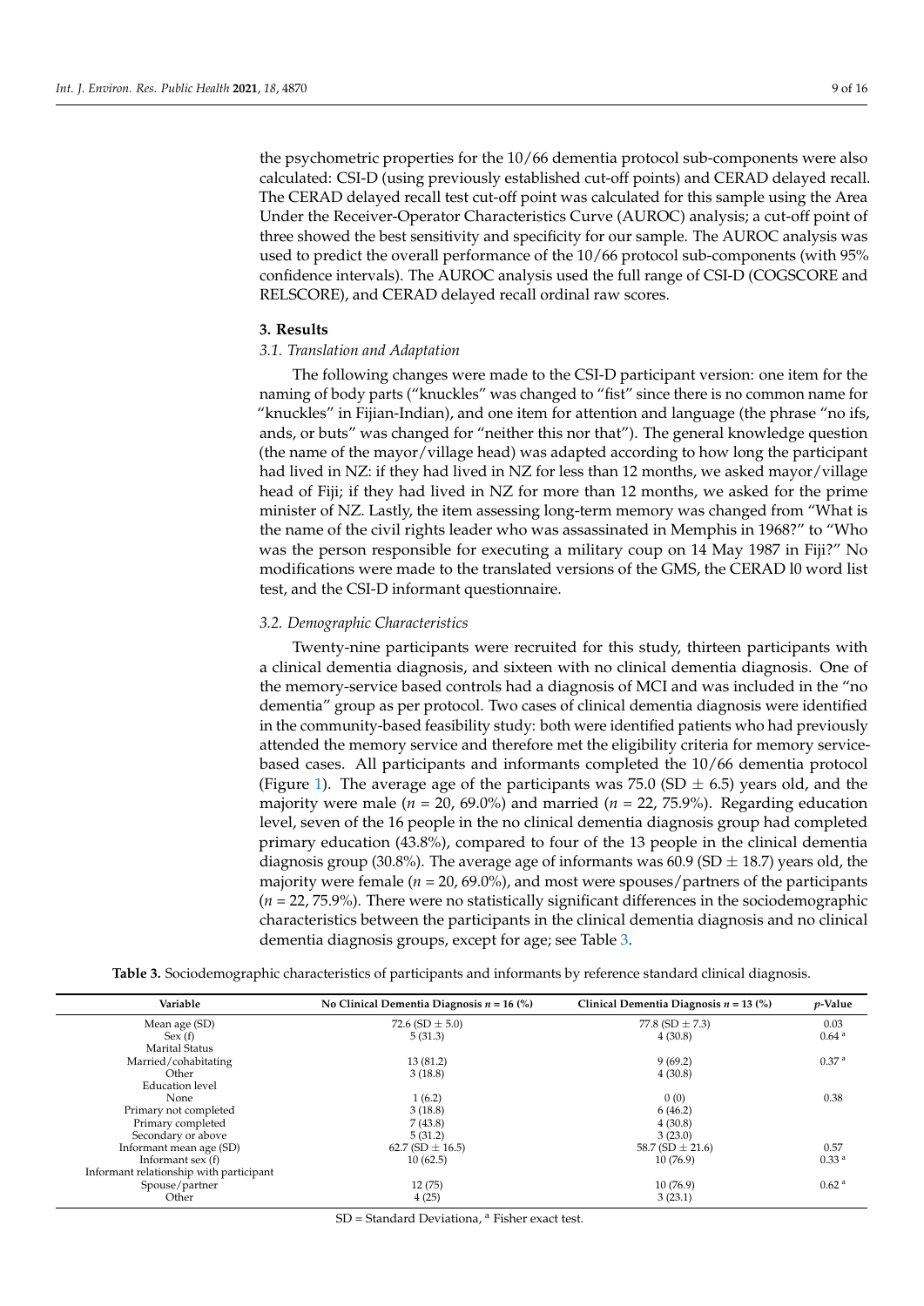the psychometric properties for the 10/66 dementia protocol sub-components were also calculated: CSI-D (using previously established cut-off points) and CERAD delayed recall. The CERAD delayed recall test cut-off point was calculated for this sample using the Area Under the Receiver-Operator Characteristics Curve (AUROC) analysis; a cut-off point of three showed the best sensitivity and specificity for our sample. The AUROC analysis was used to predict the overall performance of the 10/66 protocol sub-components (with 95% confidence intervals). The AUROC analysis used the full range of CSI-D (COGSCORE and RELSCORE), and CERAD delayed recall ordinal raw scores.

## 3. Results

### 3.1. Translation and Adaptation

The following changes were made to the CSI-D participant version: one item for the naming of body parts ("knuckles" was changed to "fist" since there is no common name for "knuckles" in Fijian-Indian), and one item for attention and language (the phrase "no ifs, ands, or buts" was changed for "neither this nor that"). The general knowledge question (the name of the mayor/village head) was adapted according to how long the participant had lived in NZ: if they had lived in NZ for less than 12 months, we asked mayor/village head of Fiji; if they had lived in NZ for more than 12 months, we asked for the prime minister of NZ. Lastly, the item assessing long-term memory was changed from "What is the name of the civil rights leader who was assassinated in Memphis in 1968?" to "Who was the person responsible for executing a military coup on 14 May 1987 in Fiji?" No modifications were made to the translated versions of the GMS, the CERAD l0 word list test, and the CSI-D informant questionnaire.

### 3.2. Demographic Characteristics

Twenty-nine participants were recruited for this study, thirteen participants with a clinical dementia diagnosis, and sixteen with no clinical dementia diagnosis. One of the memory-service based controls had a diagnosis of MCI and was included in the "no dementia" group as per protocol. Two cases of clinical dementia diagnosis were identified in the community-based feasibility study: both were identified patients who had previously attended the memory service and therefore met the eligibility criteria for memory service-based cases. All participants and informants completed the 10/66 dementia protocol (Figure 1). The average age of the participants was 75.0 (SD $\pm$ 6.5) years old, and the majority were male ($n$ = 20, 69.0%) and married ($n$ = 22, 75.9%). Regarding education level, seven of the 16 people in the no clinical dementia diagnosis group had completed primary education (43.8%), compared to four of the 13 people in the clinical dementia diagnosis group (30.8%). The average age of informants was 60.9 (SD $\pm$ 18.7) years old, the majority were female ($n$ = 20, 69.0%), and most were spouses/partners of the participants ($n$ = 22, 75.9%). There were no statistically significant differences in the sociodemographic characteristics between the participants in the clinical dementia diagnosis and no clinical dementia diagnosis groups, except for age; see Table 3.

**Table 3.** Sociodemographic characteristics of participants and informants by reference standard clinical diagnosis.

| Variable | No Clinical Dementia Diagnosis $n$ = 16 (%) | Clinical Dementia Diagnosis $n$ = 13 (%) | $p$-Value |
|---|---|---|---|
| Mean age (SD) | 72.6 (SD $\pm$ 5.0) | 77.8 (SD $\pm$ 7.3) | 0.03 |
| Sex (f) | 5 (31.3) | 4 (30.8) | 0.64 [a] |
| Marital Status | | | |
| Married/cohabitating | 13 (81.2) | 9 (69.2) | 0.37 [a] |
| Other | 3 (18.8) | 4 (30.8) | |
| Education level | | | |
| None | 1 (6.2) | 0 (0) | 0.38 |
| Primary not completed | 3 (18.8) | 6 (46.2) | |
| Primary completed | 7 (43.8) | 4 (30.8) | |
| Secondary or above | 5 (31.2) | 3 (23.0) | |
| Informant mean age (SD) | 62.7 (SD $\pm$ 16.5) | 58.7 (SD $\pm$ 21.6) | 0.57 |
| Informant sex (f) | 10 (62.5) | 10 (76.9) | 0.33 [a] |
| Informant relationship with participant | | | |
| Spouse/partner | 12 (75) | 10 (76.9) | 0.62 [a] |
| Other | 4 (25) | 3 (23.1) | |

SD = Standard Deviationa, [a] Fisher exact test.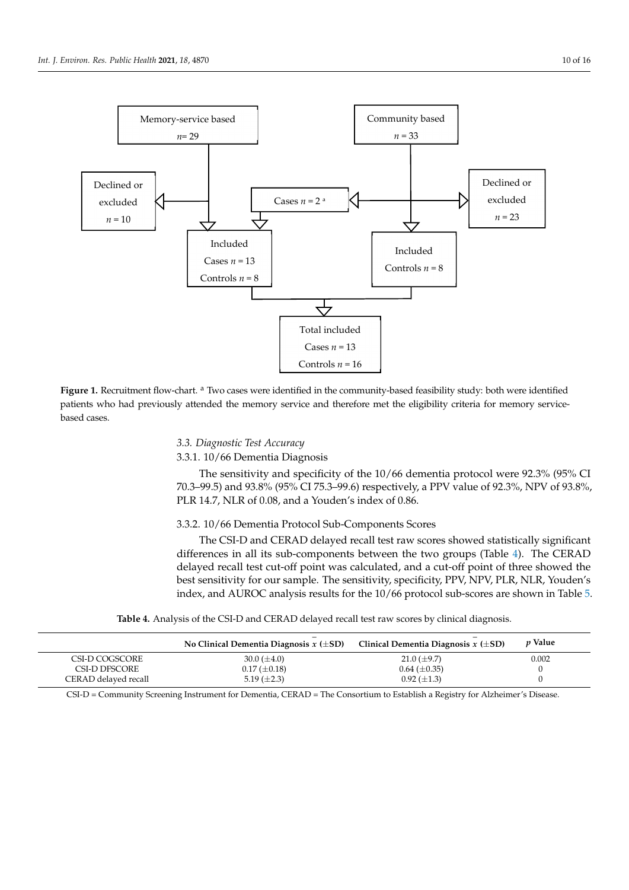Memory-service based

$n$= 29

Community based

$n$ = 33

Declined or excluded

$n$ = 10

Cases $n$ = 2 [a]

Declined or excluded

$n$ = 23

Included

Cases $n$ = 13

Controls $n$ = 8

Included

Controls $n$ = 8

Total included

Cases $n$ = 13

Controls $n$ = 16

**Figure 1.** Recruitment flow-chart. [a] Two cases were identified in the community-based feasibility study: both were identified patients who had previously attended the memory service and therefore met the eligibility criteria for memory service-based cases.

### *3.3. Diagnostic Test Accuracy*

#### 3.3.1. 10/66 Dementia Diagnosis

The sensitivity and specificity of the 10/66 dementia protocol were 92.3% (95% CI 70.3–99.5) and 93.8% (95% CI 75.3–99.6) respectively, a PPV value of 92.3%, NPV of 93.8%, PLR 14.7, NLR of 0.08, and a Youden's index of 0.86.

#### 3.3.2. 10/66 Dementia Protocol Sub-Components Scores

The CSI-D and CERAD delayed recall test raw scores showed statistically significant differences in all its sub-components between the two groups (Table 4). The CERAD delayed recall test cut-off point was calculated, and a cut-off point of three showed the best sensitivity for our sample. The sensitivity, specificity, PPV, NPV, PLR, NLR, Youden's index, and AUROC analysis results for the 10/66 protocol sub-scores are shown in Table 5.

**Table 4.** Analysis of the CSI-D and CERAD delayed recall test raw scores by clinical diagnosis.

| | No Clinical Dementia Diagnosis $\bar{x}$ (±SD) | Clinical Dementia Diagnosis $\bar{x}$ (±SD) | *p* Value |
|---|---|---|---|
| CSI-D COGSCORE | 30.0 (±4.0) | 21.0 (±9.7) | 0.002 |
| CSI-D DFSCORE | 0.17 (±0.18) | 0.64 (±0.35) | 0 |
| CERAD delayed recall | 5.19 (±2.3) | 0.92 (±1.3) | 0 |

CSI-D = Community Screening Instrument for Dementia, CERAD = The Consortium to Establish a Registry for Alzheimer's Disease.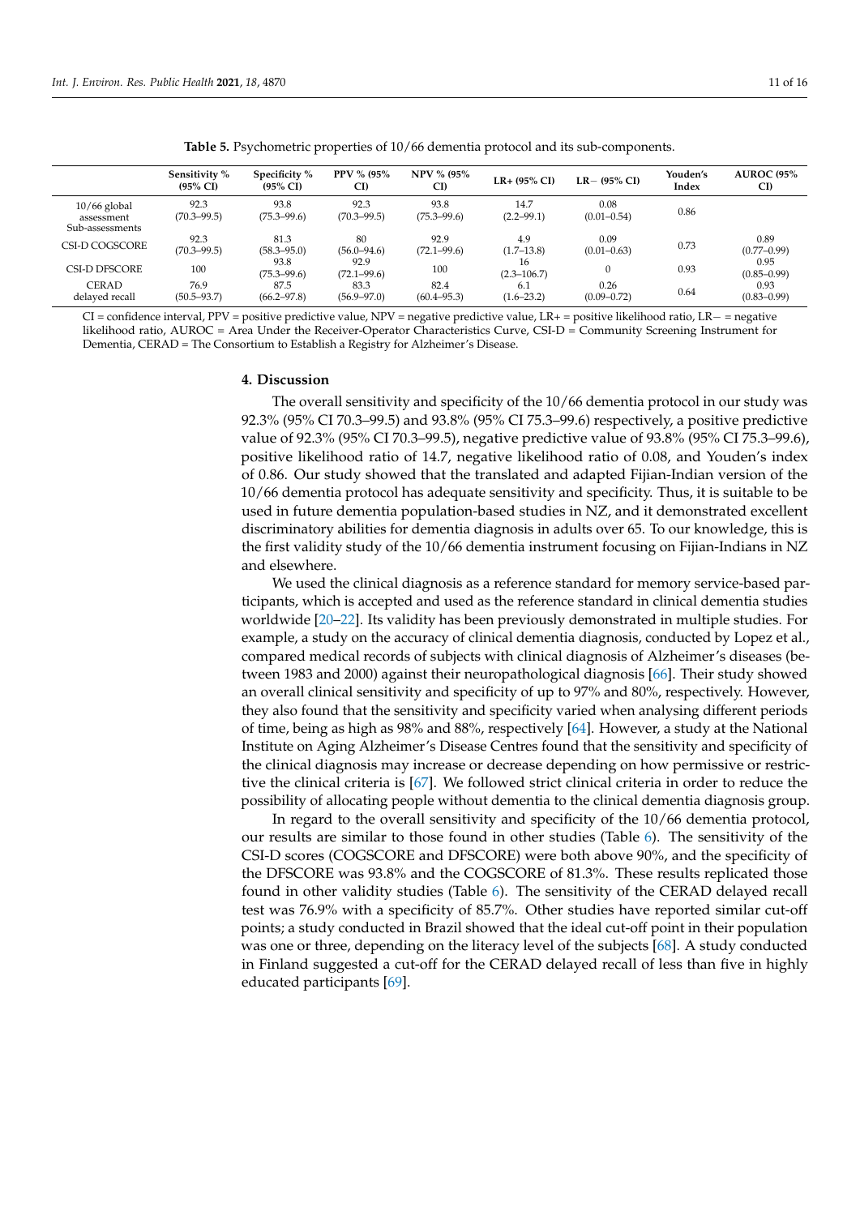**Table 5.** Psychometric properties of 10/66 dementia protocol and its sub-components.

| | Sensitivity % (95% CI) | Specificity % (95% CI) | PPV % (95% CI) | NPV % (95% CI) | LR+ (95% CI) | LR− (95% CI) | Youden's Index | AUROC (95% CI) |
|---|---|---|---|---|---|---|---|---|
| 10/66 global assessment | 92.3 (70.3–99.5) | 93.8 (75.3–99.6) | 92.3 (70.3–99.5) | 93.8 (75.3–99.6) | 14.7 (2.2–99.1) | 0.08 (0.01–0.54) | 0.86 | |
| Sub-assessments | | | | | | | | |
| CSI-D COGSCORE | 92.3 (70.3–99.5) | 81.3 (58.3–95.0) | 80 (56.0–94.6) | 92.9 (72.1–99.6) | 4.9 (1.7–13.8) | 0.09 (0.01–0.63) | 0.73 | 0.89 (0.77–0.99) |
| CSI-D DFSCORE | 100 | 93.8 (75.3–99.6) | 92.9 (72.1–99.6) | 100 | 16 (2.3–106.7) | 0 | 0.93 | 0.95 (0.85–0.99) |
| CERAD delayed recall | 76.9 (50.5–93.7) | 87.5 (66.2–97.8) | 83.3 (56.9–97.0) | 82.4 (60.4–95.3) | 6.1 (1.6–23.2) | 0.26 (0.09–0.72) | 0.64 | 0.93 (0.83–0.99) |

CI = confidence interval, PPV = positive predictive value, NPV = negative predictive value, LR+ = positive likelihood ratio, LR− = negative likelihood ratio, AUROC = Area Under the Receiver-Operator Characteristics Curve, CSI-D = Community Screening Instrument for Dementia, CERAD = The Consortium to Establish a Registry for Alzheimer's Disease.

## 4. Discussion

The overall sensitivity and specificity of the 10/66 dementia protocol in our study was 92.3% (95% CI 70.3–99.5) and 93.8% (95% CI 75.3–99.6) respectively, a positive predictive value of 92.3% (95% CI 70.3–99.5), negative predictive value of 93.8% (95% CI 75.3–99.6), positive likelihood ratio of 14.7, negative likelihood ratio of 0.08, and Youden's index of 0.86. Our study showed that the translated and adapted Fijian-Indian version of the 10/66 dementia protocol has adequate sensitivity and specificity. Thus, it is suitable to be used in future dementia population-based studies in NZ, and it demonstrated excellent discriminatory abilities for dementia diagnosis in adults over 65. To our knowledge, this is the first validity study of the 10/66 dementia instrument focusing on Fijian-Indians in NZ and elsewhere.

We used the clinical diagnosis as a reference standard for memory service-based participants, which is accepted and used as the reference standard in clinical dementia studies worldwide [20–22]. Its validity has been previously demonstrated in multiple studies. For example, a study on the accuracy of clinical dementia diagnosis, conducted by Lopez et al., compared medical records of subjects with clinical diagnosis of Alzheimer's diseases (between 1983 and 2000) against their neuropathological diagnosis [66]. Their study showed an overall clinical sensitivity and specificity of up to 97% and 80%, respectively. However, they also found that the sensitivity and specificity varied when analysing different periods of time, being as high as 98% and 88%, respectively [64]. However, a study at the National Institute on Aging Alzheimer's Disease Centres found that the sensitivity and specificity of the clinical diagnosis may increase or decrease depending on how permissive or restrictive the clinical criteria is [67]. We followed strict clinical criteria in order to reduce the possibility of allocating people without dementia to the clinical dementia diagnosis group.

In regard to the overall sensitivity and specificity of the 10/66 dementia protocol, our results are similar to those found in other studies (Table 6). The sensitivity of the CSI-D scores (COGSCORE and DFSCORE) were both above 90%, and the specificity of the DFSCORE was 93.8% and the COGSCORE of 81.3%. These results replicated those found in other validity studies (Table 6). The sensitivity of the CERAD delayed recall test was 76.9% with a specificity of 85.7%. Other studies have reported similar cut-off points; a study conducted in Brazil showed that the ideal cut-off point in their population was one or three, depending on the literacy level of the subjects [68]. A study conducted in Finland suggested a cut-off for the CERAD delayed recall of less than five in highly educated participants [69].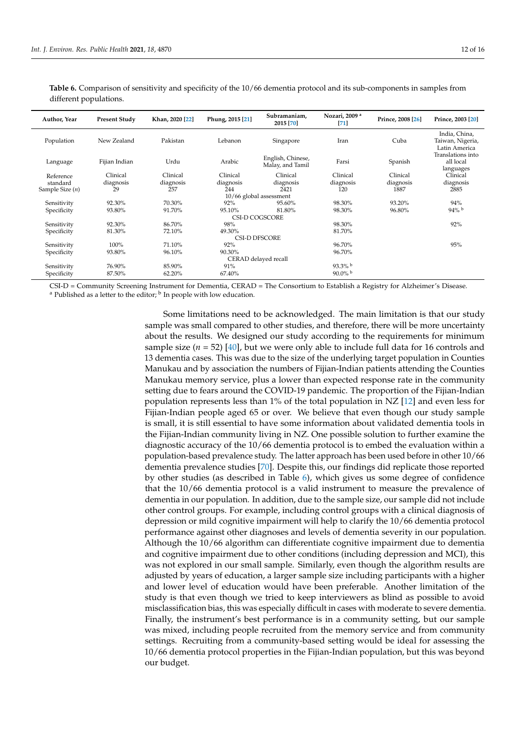**Table 6.** Comparison of sensitivity and specificity of the 10/66 dementia protocol and its sub-components in samples from different populations.

| Author, Year | Present Study | Khan, 2020 [22] | Phung, 2015 [21] | Subramaniam, 2015 [70] | Nozari, 2009 [a] [71] | Prince, 2008 [26] | Prince, 2003 [20] |
|---|---|---|---|---|---|---|---|
| Population | New Zealand | Pakistan | Lebanon | Singapore | Iran | Cuba | India, China, Taiwan, Nigeria, Latin America |
| Language | Fijian Indian | Urdu | Arabic | English, Chinese, Malay, and Tamil | Farsi | Spanish | Translations into all local languages |
| Reference standard | Clinical diagnosis | Clinical diagnosis | Clinical diagnosis | Clinical diagnosis | Clinical diagnosis | Clinical diagnosis | Clinical diagnosis |
| Sample Size (*n*) | 29 | 257 | 244 | 2421 | 120 | 1887 | 2885 |
| 10/66 global assessment | | | | | | | |
| Sensitivity | 92.30% | 70.30% | 92% | 95.60% | 98.30% | 93.20% | 94% |
| Specificity | 93.80% | 91.70% | 95.10% | 81.80% | 98.30% | 96.80% | 94% [b] |
| CSI-D COGSCORE | | | | | | | |
| Sensitivity | 92.30% | 86.70% | 98% | | 98.30% | | 92% |
| Specificity | 81.30% | 72.10% | 49.30% | | 81.70% | | |
| CSI-D DFSCORE | | | | | | | |
| Sensitivity | 100% | 71.10% | 92% | | 96.70% | | 95% |
| Specificity | 93.80% | 96.10% | 90.30% | | 96.70% | | |
| CERAD delayed recall | | | | | | | |
| Sensitivity | 76.90% | 85.90% | 91% | | 93.3% [b] | | |
| Specificity | 87.50% | 62.20% | 67.40% | | 90.0% [b] | | |

CSI-D = Community Screening Instrument for Dementia, CERAD = The Consortium to Establish a Registry for Alzheimer's Disease. [a] Published as a letter to the editor; [b] In people with low education.

Some limitations need to be acknowledged. The main limitation is that our study sample was small compared to other studies, and therefore, there will be more uncertainty about the results. We designed our study according to the requirements for minimum sample size (*n* = 52) [40], but we were only able to include full data for 16 controls and 13 dementia cases. This was due to the size of the underlying target population in Counties Manukau and by association the numbers of Fijian-Indian patients attending the Counties Manukau memory service, plus a lower than expected response rate in the community setting due to fears around the COVID-19 pandemic. The proportion of the Fijian-Indian population represents less than 1% of the total population in NZ [12] and even less for Fijian-Indian people aged 65 or over. We believe that even though our study sample is small, it is still essential to have some information about validated dementia tools in the Fijian-Indian community living in NZ. One possible solution to further examine the diagnostic accuracy of the 10/66 dementia protocol is to embed the evaluation within a population-based prevalence study. The latter approach has been used before in other 10/66 dementia prevalence studies [70]. Despite this, our findings did replicate those reported by other studies (as described in Table 6), which gives us some degree of confidence that the 10/66 dementia protocol is a valid instrument to measure the prevalence of dementia in our population. In addition, due to the sample size, our sample did not include other control groups. For example, including control groups with a clinical diagnosis of depression or mild cognitive impairment will help to clarify the 10/66 dementia protocol performance against other diagnoses and levels of dementia severity in our population. Although the 10/66 algorithm can differentiate cognitive impairment due to dementia and cognitive impairment due to other conditions (including depression and MCI), this was not explored in our small sample. Similarly, even though the algorithm results are adjusted by years of education, a larger sample size including participants with a higher and lower level of education would have been preferable. Another limitation of the study is that even though we tried to keep interviewers as blind as possible to avoid misclassification bias, this was especially difficult in cases with moderate to severe dementia. Finally, the instrument's best performance is in a community setting, but our sample was mixed, including people recruited from the memory service and from community settings. Recruiting from a community-based setting would be ideal for assessing the 10/66 dementia protocol properties in the Fijian-Indian population, but this was beyond our budget.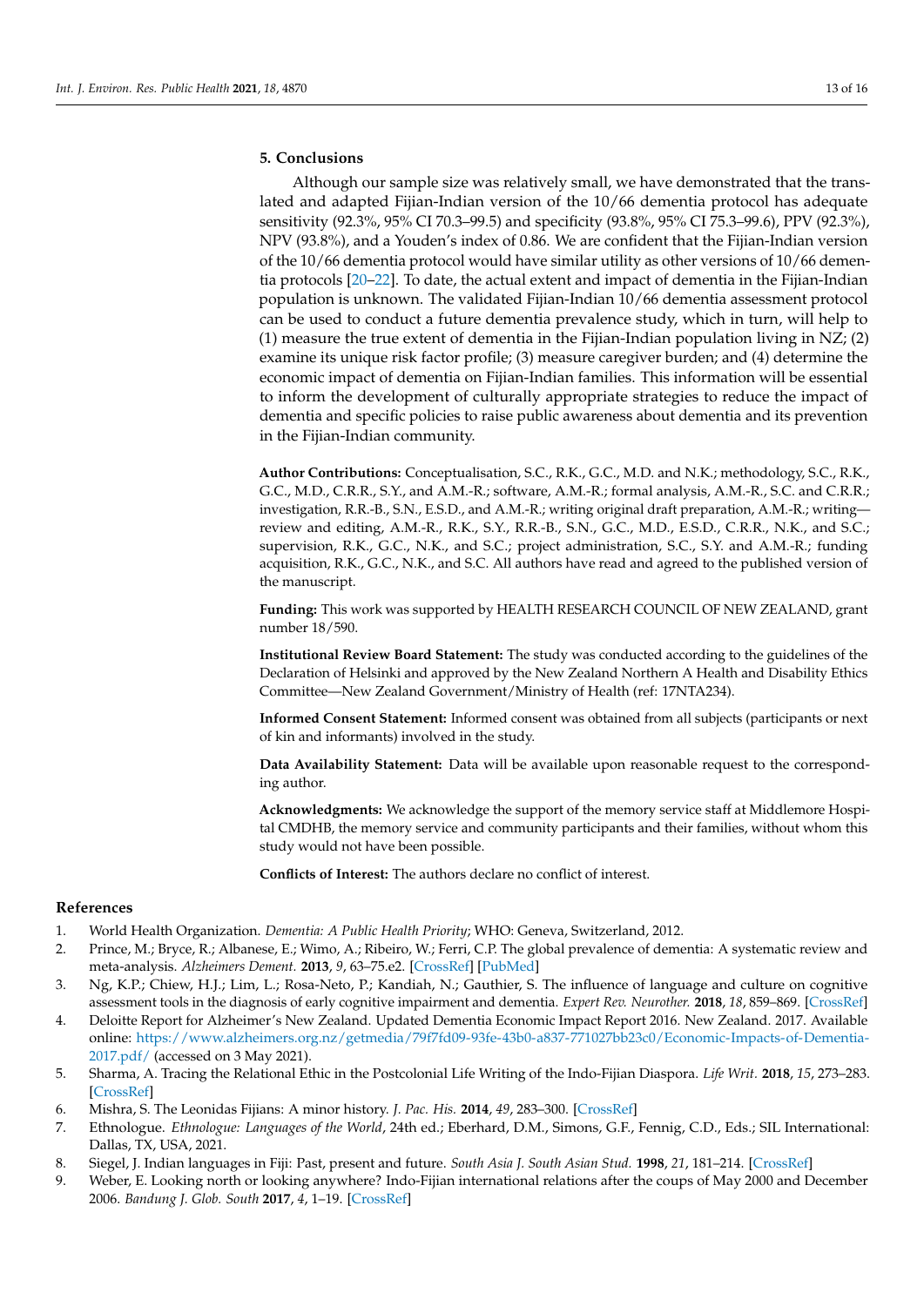## 5. Conclusions

Although our sample size was relatively small, we have demonstrated that the translated and adapted Fijian-Indian version of the 10/66 dementia protocol has adequate sensitivity (92.3%, 95% CI 70.3–99.5) and specificity (93.8%, 95% CI 75.3–99.6), PPV (92.3%), NPV (93.8%), and a Youden's index of 0.86. We are confident that the Fijian-Indian version of the 10/66 dementia protocol would have similar utility as other versions of 10/66 dementia protocols [20–22]. To date, the actual extent and impact of dementia in the Fijian-Indian population is unknown. The validated Fijian-Indian 10/66 dementia assessment protocol can be used to conduct a future dementia prevalence study, which in turn, will help to (1) measure the true extent of dementia in the Fijian-Indian population living in NZ; (2) examine its unique risk factor profile; (3) measure caregiver burden; and (4) determine the economic impact of dementia on Fijian-Indian families. This information will be essential to inform the development of culturally appropriate strategies to reduce the impact of dementia and specific policies to raise public awareness about dementia and its prevention in the Fijian-Indian community.

**Author Contributions:** Conceptualisation, S.C., R.K., G.C., M.D. and N.K.; methodology, S.C., R.K., G.C., M.D., C.R.R., S.Y., and A.M.-R.; software, A.M.-R.; formal analysis, A.M.-R., S.C. and C.R.R.; investigation, R.R.-B., S.N., E.S.D., and A.M.-R.; writing original draft preparation, A.M.-R.; writing—review and editing, A.M.-R., R.K., S.Y., R.R.-B., S.N., G.C., M.D., E.S.D., C.R.R., N.K., and S.C.; supervision, R.K., G.C., N.K., and S.C.; project administration, S.C., S.Y. and A.M.-R.; funding acquisition, R.K., G.C., N.K., and S.C. All authors have read and agreed to the published version of the manuscript.

**Funding:** This work was supported by HEALTH RESEARCH COUNCIL OF NEW ZEALAND, grant number 18/590.

**Institutional Review Board Statement:** The study was conducted according to the guidelines of the Declaration of Helsinki and approved by the New Zealand Northern A Health and Disability Ethics Committee—New Zealand Government/Ministry of Health (ref: 17NTA234).

**Informed Consent Statement:** Informed consent was obtained from all subjects (participants or next of kin and informants) involved in the study.

**Data Availability Statement:** Data will be available upon reasonable request to the corresponding author.

**Acknowledgments:** We acknowledge the support of the memory service staff at Middlemore Hospital CMDHB, the memory service and community participants and their families, without whom this study would not have been possible.

**Conflicts of Interest:** The authors declare no conflict of interest.

## References

1. World Health Organization. *Dementia: A Public Health Priority*; WHO: Geneva, Switzerland, 2012.
2. Prince, M.; Bryce, R.; Albanese, E.; Wimo, A.; Ribeiro, W.; Ferri, C.P. The global prevalence of dementia: A systematic review and meta-analysis. *Alzheimers Dement.* **2013**, *9*, 63–75.e2. [CrossRef] [PubMed]
3. Ng, K.P.; Chiew, H.J.; Lim, L.; Rosa-Neto, P.; Kandiah, N.; Gauthier, S. The influence of language and culture on cognitive assessment tools in the diagnosis of early cognitive impairment and dementia. *Expert Rev. Neurother.* **2018**, *18*, 859–869. [CrossRef]
4. Deloitte Report for Alzheimer's New Zealand. Updated Dementia Economic Impact Report 2016. New Zealand. 2017. Available online: https://www.alzheimers.org.nz/getmedia/79f7fd09-93fe-43b0-a837-771027bb23c0/Economic-Impacts-of-Dementia-2017.pdf/ (accessed on 3 May 2021).
5. Sharma, A. Tracing the Relational Ethic in the Postcolonial Life Writing of the Indo-Fijian Diaspora. *Life Writ.* **2018**, *15*, 273–283. [CrossRef]
6. Mishra, S. The Leonidas Fijians: A minor history. *J. Pac. His.* **2014**, *49*, 283–300. [CrossRef]
7. Ethnologue. *Ethnologue: Languages of the World*, 24th ed.; Eberhard, D.M., Simons, G.F., Fennig, C.D., Eds.; SIL International: Dallas, TX, USA, 2021.
8. Siegel, J. Indian languages in Fiji: Past, present and future. *South Asia J. South Asian Stud.* **1998**, *21*, 181–214. [CrossRef]
9. Weber, E. Looking north or looking anywhere? Indo-Fijian international relations after the coups of May 2000 and December 2006. *Bandung J. Glob. South* **2017**, *4*, 1–19. [CrossRef]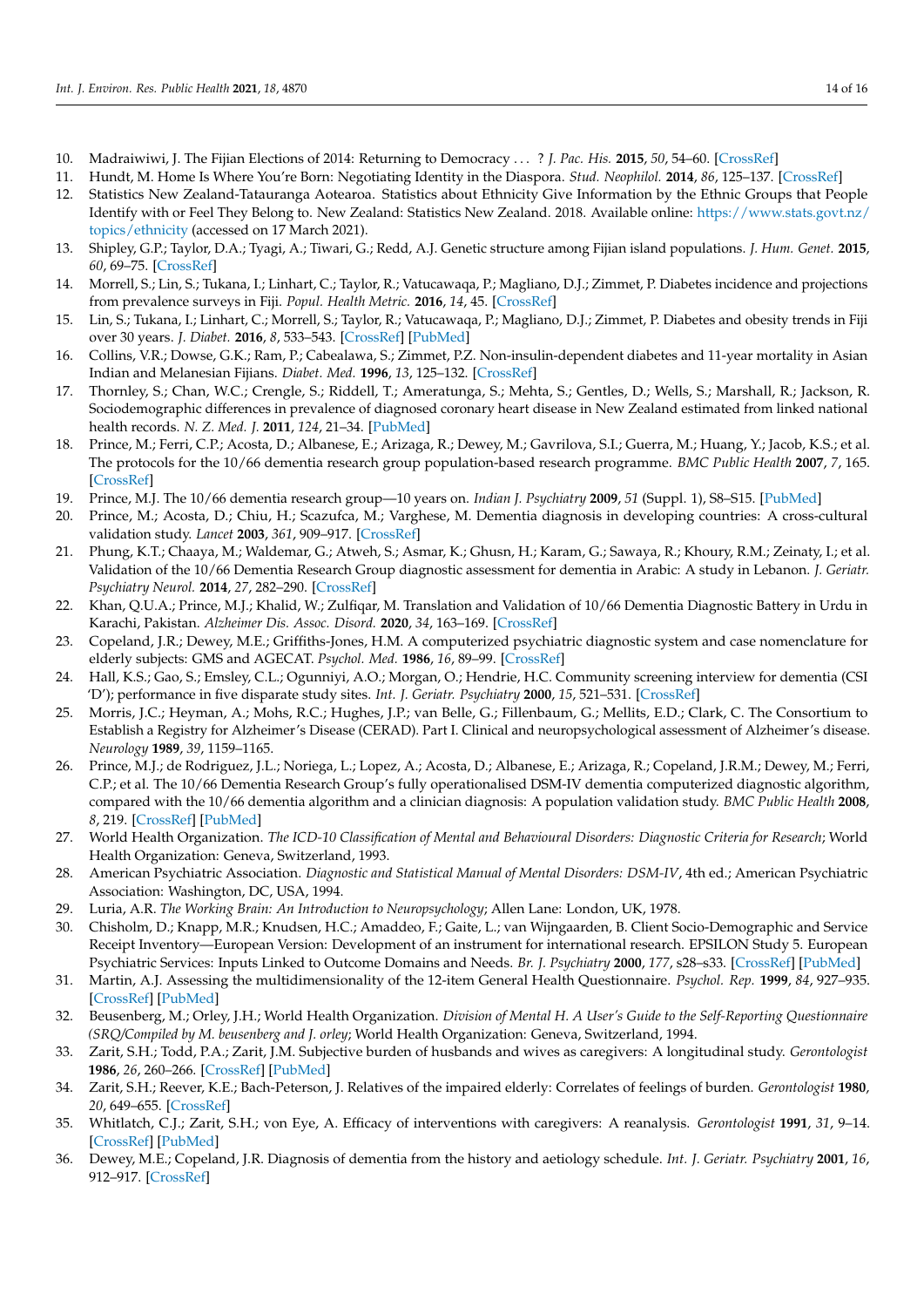10. Madraiwiwi, J. The Fijian Elections of 2014: Returning to Democracy . . . ? *J. Pac. His.* **2015**, *50*, 54–60. [CrossRef]
11. Hundt, M. Home Is Where You're Born: Negotiating Identity in the Diaspora. *Stud. Neophilol.* **2014**, *86*, 125–137. [CrossRef]
12. Statistics New Zealand-Tatauranga Aotearoa. Statistics about Ethnicity Give Information by the Ethnic Groups that People Identify with or Feel They Belong to. New Zealand: Statistics New Zealand. 2018. Available online: https://www.stats.govt.nz/topics/ethnicity (accessed on 17 March 2021).
13. Shipley, G.P.; Taylor, D.A.; Tyagi, A.; Tiwari, G.; Redd, A.J. Genetic structure among Fijian island populations. *J. Hum. Genet.* **2015**, *60*, 69–75. [CrossRef]
14. Morrell, S.; Lin, S.; Tukana, I.; Linhart, C.; Taylor, R.; Vatucawaqa, P.; Magliano, D.J.; Zimmet, P. Diabetes incidence and projections from prevalence surveys in Fiji. *Popul. Health Metric.* **2016**, *14*, 45. [CrossRef]
15. Lin, S.; Tukana, I.; Linhart, C.; Morrell, S.; Taylor, R.; Vatucawaqa, P.; Magliano, D.J.; Zimmet, P. Diabetes and obesity trends in Fiji over 30 years. *J. Diabet.* **2016**, *8*, 533–543. [CrossRef] [PubMed]
16. Collins, V.R.; Dowse, G.K.; Ram, P.; Cabealawa, S.; Zimmet, P.Z. Non-insulin-dependent diabetes and 11-year mortality in Asian Indian and Melanesian Fijians. *Diabet. Med.* **1996**, *13*, 125–132. [CrossRef]
17. Thornley, S.; Chan, W.C.; Crengle, S.; Riddell, T.; Ameratunga, S.; Mehta, S.; Gentles, D.; Wells, S.; Marshall, R.; Jackson, R. Sociodemographic differences in prevalence of diagnosed coronary heart disease in New Zealand estimated from linked national health records. *N. Z. Med. J.* **2011**, *124*, 21–34. [PubMed]
18. Prince, M.; Ferri, C.P.; Acosta, D.; Albanese, E.; Arizaga, R.; Dewey, M.; Gavrilova, S.I.; Guerra, M.; Huang, Y.; Jacob, K.S.; et al. The protocols for the 10/66 dementia research group population-based research programme. *BMC Public Health* **2007**, *7*, 165. [CrossRef]
19. Prince, M.J. The 10/66 dementia research group—10 years on. *Indian J. Psychiatry* **2009**, *51* (Suppl. 1), S8–S15. [PubMed]
20. Prince, M.; Acosta, D.; Chiu, H.; Scazufca, M.; Varghese, M. Dementia diagnosis in developing countries: A cross-cultural validation study. *Lancet* **2003**, *361*, 909–917. [CrossRef]
21. Phung, K.T.; Chaaya, M.; Waldemar, G.; Atweh, S.; Asmar, K.; Ghusn, H.; Karam, G.; Sawaya, R.; Khoury, R.M.; Zeinaty, I.; et al. Validation of the 10/66 Dementia Research Group diagnostic assessment for dementia in Arabic: A study in Lebanon. *J. Geriatr. Psychiatry Neurol.* **2014**, *27*, 282–290. [CrossRef]
22. Khan, Q.U.A.; Prince, M.J.; Khalid, W.; Zulfiqar, M. Translation and Validation of 10/66 Dementia Diagnostic Battery in Urdu in Karachi, Pakistan. *Alzheimer Dis. Assoc. Disord.* **2020**, *34*, 163–169. [CrossRef]
23. Copeland, J.R.; Dewey, M.E.; Griffiths-Jones, H.M. A computerized psychiatric diagnostic system and case nomenclature for elderly subjects: GMS and AGECAT. *Psychol. Med.* **1986**, *16*, 89–99. [CrossRef]
24. Hall, K.S.; Gao, S.; Emsley, C.L.; Ogunniyi, A.O.; Morgan, O.; Hendrie, H.C. Community screening interview for dementia (CSI 'D'); performance in five disparate study sites. *Int. J. Geriatr. Psychiatry* **2000**, *15*, 521–531. [CrossRef]
25. Morris, J.C.; Heyman, A.; Mohs, R.C.; Hughes, J.P.; van Belle, G.; Fillenbaum, G.; Mellits, E.D.; Clark, C. The Consortium to Establish a Registry for Alzheimer's Disease (CERAD). Part I. Clinical and neuropsychological assessment of Alzheimer's disease. *Neurology* **1989**, *39*, 1159–1165.
26. Prince, M.J.; de Rodriguez, J.L.; Noriega, L.; Lopez, A.; Acosta, D.; Albanese, E.; Arizaga, R.; Copeland, J.R.M.; Dewey, M.; Ferri, C.P.; et al. The 10/66 Dementia Research Group's fully operationalised DSM-IV dementia computerized diagnostic algorithm, compared with the 10/66 dementia algorithm and a clinician diagnosis: A population validation study. *BMC Public Health* **2008**, *8*, 219. [CrossRef] [PubMed]
27. World Health Organization. *The ICD-10 Classification of Mental and Behavioural Disorders: Diagnostic Criteria for Research*; World Health Organization: Geneva, Switzerland, 1993.
28. American Psychiatric Association. *Diagnostic and Statistical Manual of Mental Disorders: DSM-IV*, 4th ed.; American Psychiatric Association: Washington, DC, USA, 1994.
29. Luria, A.R. *The Working Brain: An Introduction to Neuropsychology*; Allen Lane: London, UK, 1978.
30. Chisholm, D.; Knapp, M.R.; Knudsen, H.C.; Amaddeo, F.; Gaite, L.; van Wijngaarden, B. Client Socio-Demographic and Service Receipt Inventory—European Version: Development of an instrument for international research. EPSILON Study 5. European Psychiatric Services: Inputs Linked to Outcome Domains and Needs. *Br. J. Psychiatry* **2000**, *177*, s28–s33. [CrossRef] [PubMed]
31. Martin, A.J. Assessing the multidimensionality of the 12-item General Health Questionnaire. *Psychol. Rep.* **1999**, *84*, 927–935. [CrossRef] [PubMed]
32. Beusenberg, M.; Orley, J.H.; World Health Organization. *Division of Mental H. A User's Guide to the Self-Reporting Questionnaire (SRQ/Compiled by M. beusenberg and J. orley*; World Health Organization: Geneva, Switzerland, 1994.
33. Zarit, S.H.; Todd, P.A.; Zarit, J.M. Subjective burden of husbands and wives as caregivers: A longitudinal study. *Gerontologist* **1986**, *26*, 260–266. [CrossRef] [PubMed]
34. Zarit, S.H.; Reever, K.E.; Bach-Peterson, J. Relatives of the impaired elderly: Correlates of feelings of burden. *Gerontologist* **1980**, *20*, 649–655. [CrossRef]
35. Whitlatch, C.J.; Zarit, S.H.; von Eye, A. Efficacy of interventions with caregivers: A reanalysis. *Gerontologist* **1991**, *31*, 9–14. [CrossRef] [PubMed]
36. Dewey, M.E.; Copeland, J.R. Diagnosis of dementia from the history and aetiology schedule. *Int. J. Geriatr. Psychiatry* **2001**, *16*, 912–917. [CrossRef]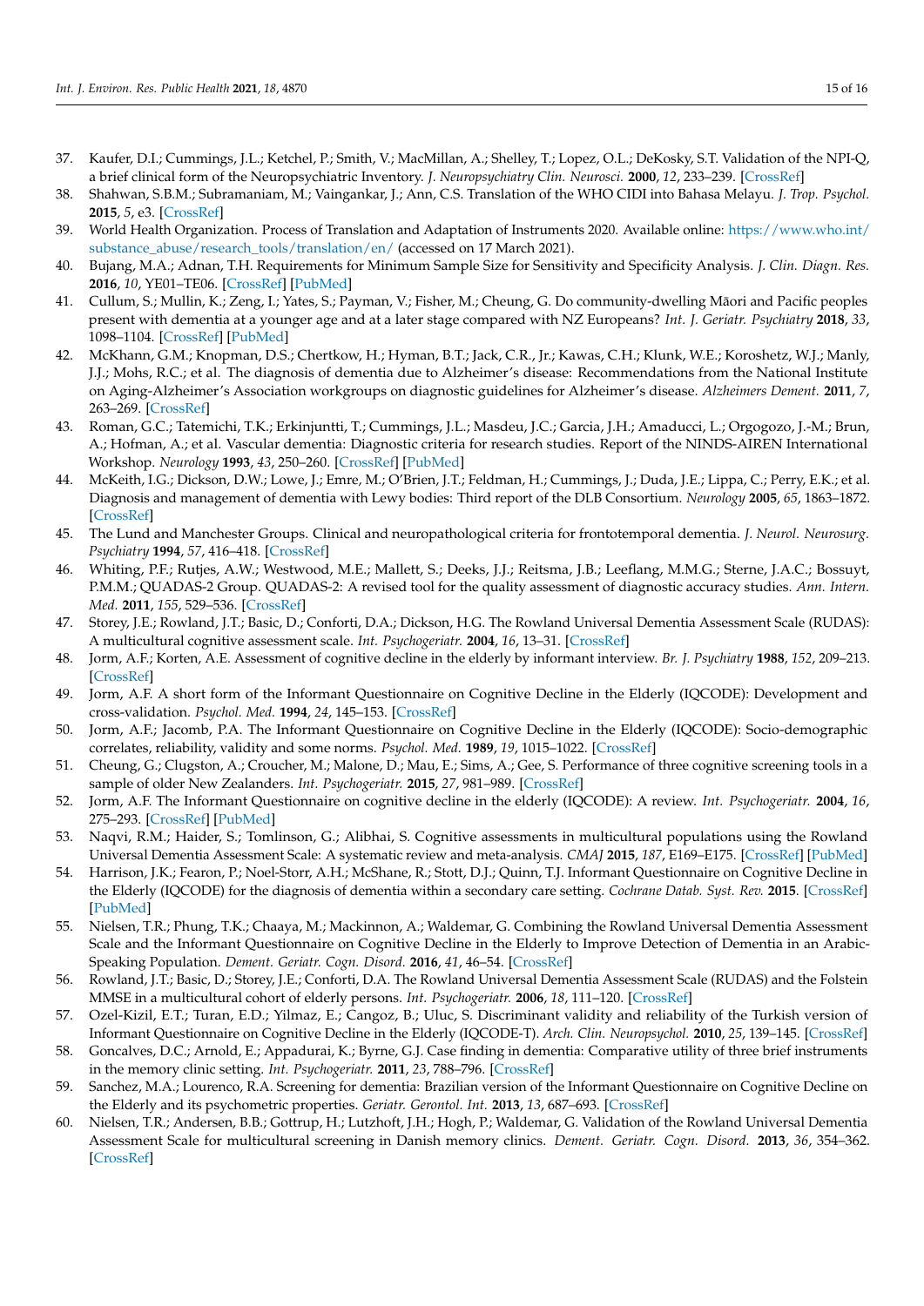37. Kaufer, D.I.; Cummings, J.L.; Ketchel, P.; Smith, V.; MacMillan, A.; Shelley, T.; Lopez, O.L.; DeKosky, S.T. Validation of the NPI-Q, a brief clinical form of the Neuropsychiatric Inventory. *J. Neuropsychiatry Clin. Neurosci.* **2000**, *12*, 233–239. [CrossRef]
38. Shahwan, S.B.M.; Subramaniam, M.; Vaingankar, J.; Ann, C.S. Translation of the WHO CIDI into Bahasa Melayu. *J. Trop. Psychol.* **2015**, *5*, e3. [CrossRef]
39. World Health Organization. Process of Translation and Adaptation of Instruments 2020. Available online: https://www.who.int/substance_abuse/research_tools/translation/en/ (accessed on 17 March 2021).
40. Bujang, M.A.; Adnan, T.H. Requirements for Minimum Sample Size for Sensitivity and Specificity Analysis. *J. Clin. Diagn. Res.* **2016**, *10*, YE01–TE06. [CrossRef] [PubMed]
41. Cullum, S.; Mullin, K.; Zeng, I.; Yates, S.; Payman, V.; Fisher, M.; Cheung, G. Do community-dwelling Māori and Pacific peoples present with dementia at a younger age and at a later stage compared with NZ Europeans? *Int. J. Geriatr. Psychiatry* **2018**, *33*, 1098–1104. [CrossRef] [PubMed]
42. McKhann, G.M.; Knopman, D.S.; Chertkow, H.; Hyman, B.T.; Jack, C.R., Jr.; Kawas, C.H.; Klunk, W.E.; Koroshetz, W.J.; Manly, J.J.; Mohs, R.C.; et al. The diagnosis of dementia due to Alzheimer's disease: Recommendations from the National Institute on Aging-Alzheimer's Association workgroups on diagnostic guidelines for Alzheimer's disease. *Alzheimers Dement.* **2011**, *7*, 263–269. [CrossRef]
43. Roman, G.C.; Tatemichi, T.K.; Erkinjuntti, T.; Cummings, J.L.; Masdeu, J.C.; Garcia, J.H.; Amaducci, L.; Orgogozo, J.-M.; Brun, A.; Hofman, A.; et al. Vascular dementia: Diagnostic criteria for research studies. Report of the NINDS-AIREN International Workshop. *Neurology* **1993**, *43*, 250–260. [CrossRef] [PubMed]
44. McKeith, I.G.; Dickson, D.W.; Lowe, J.; Emre, M.; O'Brien, J.T.; Feldman, H.; Cummings, J.; Duda, J.E.; Lippa, C.; Perry, E.K.; et al. Diagnosis and management of dementia with Lewy bodies: Third report of the DLB Consortium. *Neurology* **2005**, *65*, 1863–1872. [CrossRef]
45. The Lund and Manchester Groups. Clinical and neuropathological criteria for frontotemporal dementia. *J. Neurol. Neurosurg. Psychiatry* **1994**, *57*, 416–418. [CrossRef]
46. Whiting, P.F.; Rutjes, A.W.; Westwood, M.E.; Mallett, S.; Deeks, J.J.; Reitsma, J.B.; Leeflang, M.M.G.; Sterne, J.A.C.; Bossuyt, P.M.M.; QUADAS-2 Group. QUADAS-2: A revised tool for the quality assessment of diagnostic accuracy studies. *Ann. Intern. Med.* **2011**, *155*, 529–536. [CrossRef]
47. Storey, J.E.; Rowland, J.T.; Basic, D.; Conforti, D.A.; Dickson, H.G. The Rowland Universal Dementia Assessment Scale (RUDAS): A multicultural cognitive assessment scale. *Int. Psychogeriatr.* **2004**, *16*, 13–31. [CrossRef]
48. Jorm, A.F.; Korten, A.E. Assessment of cognitive decline in the elderly by informant interview. *Br. J. Psychiatry* **1988**, *152*, 209–213. [CrossRef]
49. Jorm, A.F. A short form of the Informant Questionnaire on Cognitive Decline in the Elderly (IQCODE): Development and cross-validation. *Psychol. Med.* **1994**, *24*, 145–153. [CrossRef]
50. Jorm, A.F.; Jacomb, P.A. The Informant Questionnaire on Cognitive Decline in the Elderly (IQCODE): Socio-demographic correlates, reliability, validity and some norms. *Psychol. Med.* **1989**, *19*, 1015–1022. [CrossRef]
51. Cheung, G.; Clugston, A.; Croucher, M.; Malone, D.; Mau, E.; Sims, A.; Gee, S. Performance of three cognitive screening tools in a sample of older New Zealanders. *Int. Psychogeriatr.* **2015**, *27*, 981–989. [CrossRef]
52. Jorm, A.F. The Informant Questionnaire on cognitive decline in the elderly (IQCODE): A review. *Int. Psychogeriatr.* **2004**, *16*, 275–293. [CrossRef] [PubMed]
53. Naqvi, R.M.; Haider, S.; Tomlinson, G.; Alibhai, S. Cognitive assessments in multicultural populations using the Rowland Universal Dementia Assessment Scale: A systematic review and meta-analysis. *CMAJ* **2015**, *187*, E169–E175. [CrossRef] [PubMed]
54. Harrison, J.K.; Fearon, P.; Noel-Storr, A.H.; McShane, R.; Stott, D.J.; Quinn, T.J. Informant Questionnaire on Cognitive Decline in the Elderly (IQCODE) for the diagnosis of dementia within a secondary care setting. *Cochrane Datab. Syst. Rev.* **2015**. [CrossRef] [PubMed]
55. Nielsen, T.R.; Phung, T.K.; Chaaya, M.; Mackinnon, A.; Waldemar, G. Combining the Rowland Universal Dementia Assessment Scale and the Informant Questionnaire on Cognitive Decline in the Elderly to Improve Detection of Dementia in an Arabic-Speaking Population. *Dement. Geriatr. Cogn. Disord.* **2016**, *41*, 46–54. [CrossRef]
56. Rowland, J.T.; Basic, D.; Storey, J.E.; Conforti, D.A. The Rowland Universal Dementia Assessment Scale (RUDAS) and the Folstein MMSE in a multicultural cohort of elderly persons. *Int. Psychogeriatr.* **2006**, *18*, 111–120. [CrossRef]
57. Ozel-Kizil, E.T.; Turan, E.D.; Yilmaz, E.; Cangoz, B.; Uluc, S. Discriminant validity and reliability of the Turkish version of Informant Questionnaire on Cognitive Decline in the Elderly (IQCODE-T). *Arch. Clin. Neuropsychol.* **2010**, *25*, 139–145. [CrossRef]
58. Goncalves, D.C.; Arnold, E.; Appadurai, K.; Byrne, G.J. Case finding in dementia: Comparative utility of three brief instruments in the memory clinic setting. *Int. Psychogeriatr.* **2011**, *23*, 788–796. [CrossRef]
59. Sanchez, M.A.; Lourenco, R.A. Screening for dementia: Brazilian version of the Informant Questionnaire on Cognitive Decline on the Elderly and its psychometric properties. *Geriatr. Gerontol. Int.* **2013**, *13*, 687–693. [CrossRef]
60. Nielsen, T.R.; Andersen, B.B.; Gottrup, H.; Lutzhoft, J.H.; Hogh, P.; Waldemar, G. Validation of the Rowland Universal Dementia Assessment Scale for multicultural screening in Danish memory clinics. *Dement. Geriatr. Cogn. Disord.* **2013**, *36*, 354–362. [CrossRef]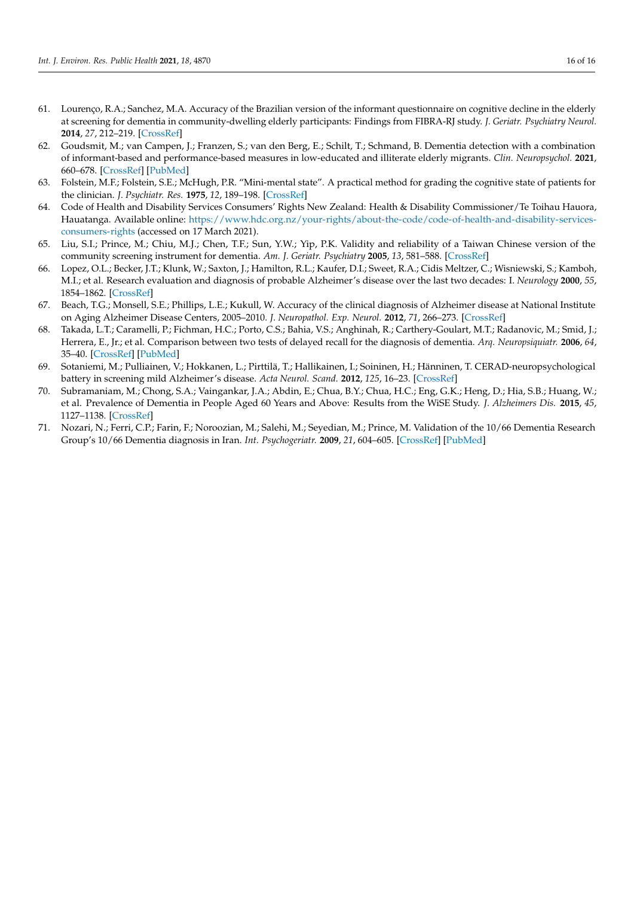61. Lourenço, R.A.; Sanchez, M.A. Accuracy of the Brazilian version of the informant questionnaire on cognitive decline in the elderly at screening for dementia in community-dwelling elderly participants: Findings from FIBRA-RJ study. *J. Geriatr. Psychiatry Neurol.* **2014**, *27*, 212–219. [CrossRef]
62. Goudsmit, M.; van Campen, J.; Franzen, S.; van den Berg, E.; Schilt, T.; Schmand, B. Dementia detection with a combination of informant-based and performance-based measures in low-educated and illiterate elderly migrants. *Clin. Neuropsychol.* **2021**, 660–678. [CrossRef] [PubMed]
63. Folstein, M.F.; Folstein, S.E.; McHugh, P.R. "Mini-mental state". A practical method for grading the cognitive state of patients for the clinician. *J. Psychiatr. Res.* **1975**, *12*, 189–198. [CrossRef]
64. Code of Health and Disability Services Consumers' Rights New Zealand: Health & Disability Commissioner/Te Toihau Hauora, Hauatanga. Available online: https://www.hdc.org.nz/your-rights/about-the-code/code-of-health-and-disability-services-consumers-rights (accessed on 17 March 2021).
65. Liu, S.I.; Prince, M.; Chiu, M.J.; Chen, T.F.; Sun, Y.W.; Yip, P.K. Validity and reliability of a Taiwan Chinese version of the community screening instrument for dementia. *Am. J. Geriatr. Psychiatry* **2005**, *13*, 581–588. [CrossRef]
66. Lopez, O.L.; Becker, J.T.; Klunk, W.; Saxton, J.; Hamilton, R.L.; Kaufer, D.I.; Sweet, R.A.; Cidis Meltzer, C.; Wisniewski, S.; Kamboh, M.I.; et al. Research evaluation and diagnosis of probable Alzheimer's disease over the last two decades: I. *Neurology* **2000**, *55*, 1854–1862. [CrossRef]
67. Beach, T.G.; Monsell, S.E.; Phillips, L.E.; Kukull, W. Accuracy of the clinical diagnosis of Alzheimer disease at National Institute on Aging Alzheimer Disease Centers, 2005–2010. *J. Neuropathol. Exp. Neurol.* **2012**, *71*, 266–273. [CrossRef]
68. Takada, L.T.; Caramelli, P.; Fichman, H.C.; Porto, C.S.; Bahia, V.S.; Anghinah, R.; Carthery-Goulart, M.T.; Radanovic, M.; Smid, J.; Herrera, E., Jr.; et al. Comparison between two tests of delayed recall for the diagnosis of dementia. *Arq. Neuropsiquiatr.* **2006**, *64*, 35–40. [CrossRef] [PubMed]
69. Sotaniemi, M.; Pulliainen, V.; Hokkanen, L.; Pirttilä, T.; Hallikainen, I.; Soininen, H.; Hänninen, T. CERAD-neuropsychological battery in screening mild Alzheimer's disease. *Acta Neurol. Scand.* **2012**, *125*, 16–23. [CrossRef]
70. Subramaniam, M.; Chong, S.A.; Vaingankar, J.A.; Abdin, E.; Chua, B.Y.; Chua, H.C.; Eng, G.K.; Heng, D.; Hia, S.B.; Huang, W.; et al. Prevalence of Dementia in People Aged 60 Years and Above: Results from the WiSE Study. *J. Alzheimers Dis.* **2015**, *45*, 1127–1138. [CrossRef]
71. Nozari, N.; Ferri, C.P.; Farin, F.; Noroozian, M.; Salehi, M.; Seyedian, M.; Prince, M. Validation of the 10/66 Dementia Research Group's 10/66 Dementia diagnosis in Iran. *Int. Psychogeriatr.* **2009**, *21*, 604–605. [CrossRef] [PubMed]